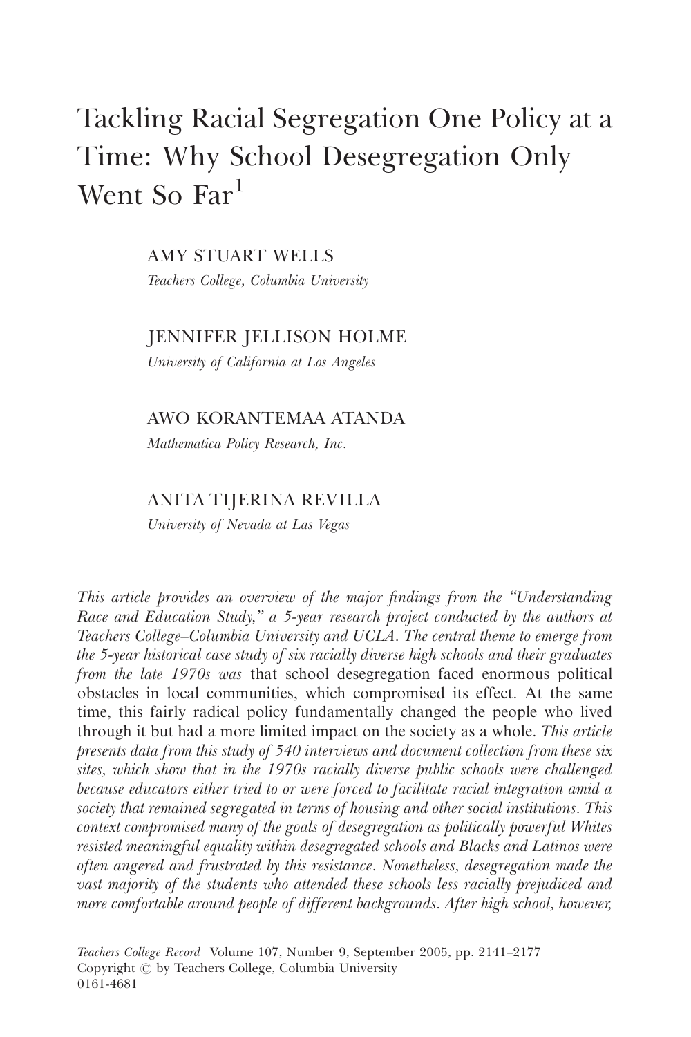# Tackling Racial Segregation One Policy at a Time: Why School Desegregation Only Went So Far[1]

AMY STUART WELLS
*Teachers College, Columbia University*

JENNIFER JELLISON HOLME
*University of California at Los Angeles*

AWO KORANTEMAA ATANDA
*Mathematica Policy Research, Inc.*

ANITA TIJERINA REVILLA
*University of Nevada at Las Vegas*

*This article provides an overview of the major findings from the "Understanding Race and Education Study," a 5-year research project conducted by the authors at Teachers College–Columbia University and UCLA. The central theme to emerge from the 5-year historical case study of six racially diverse high schools and their graduates from the late 1970s was* that school desegregation faced enormous political obstacles in local communities, which compromised its effect. At the same time, this fairly radical policy fundamentally changed the people who lived through it but had a more limited impact on the society as a whole. *This article presents data from this study of 540 interviews and document collection from these six sites, which show that in the 1970s racially diverse public schools were challenged because educators either tried to or were forced to facilitate racial integration amid a society that remained segregated in terms of housing and other social institutions. This context compromised many of the goals of desegregation as politically powerful Whites resisted meaningful equality within desegregated schools and Blacks and Latinos were often angered and frustrated by this resistance. Nonetheless, desegregation made the vast majority of the students who attended these schools less racially prejudiced and more comfortable around people of different backgrounds. After high school, however,*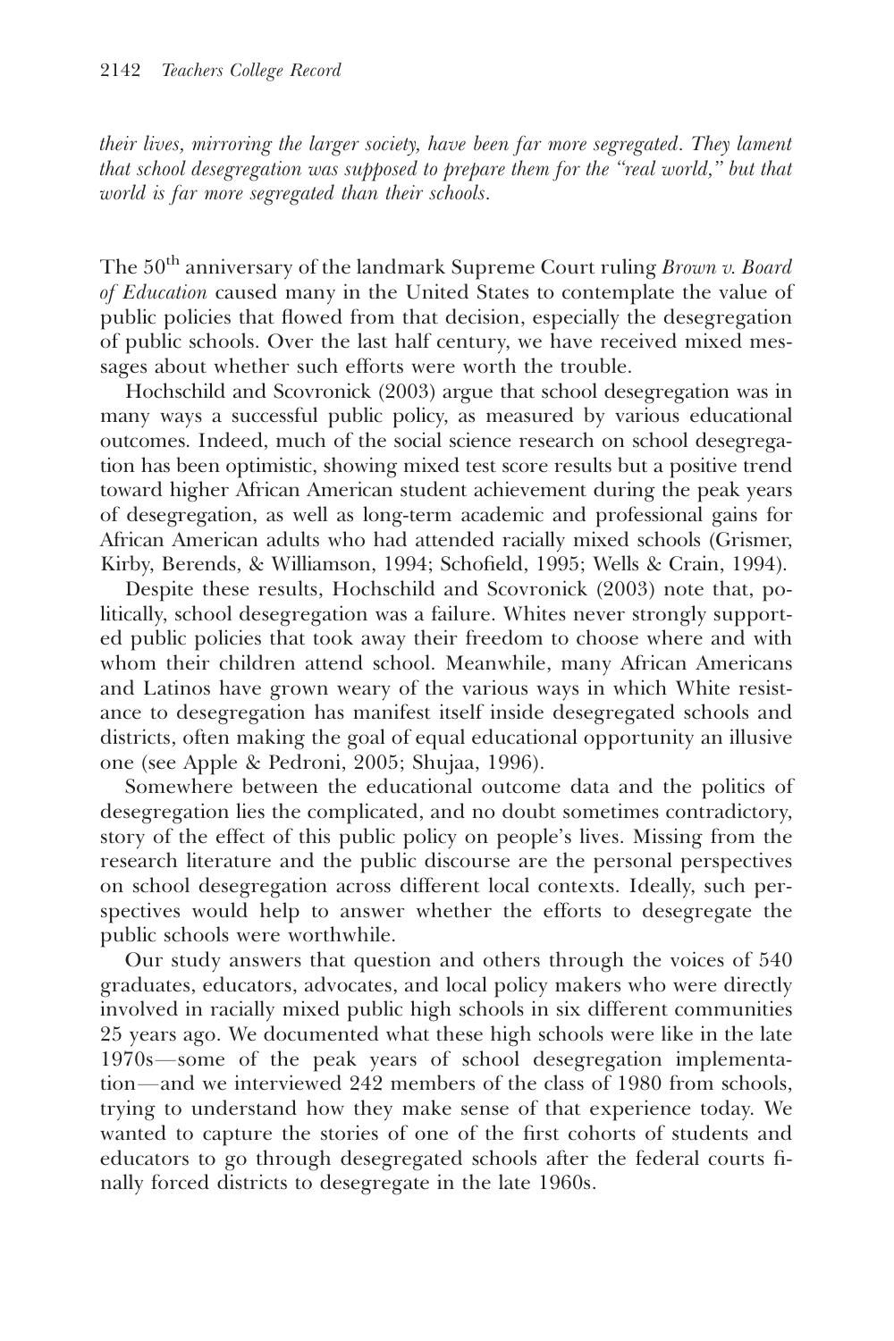*their lives, mirroring the larger society, have been far more segregated. They lament that school desegregation was supposed to prepare them for the "real world," but that world is far more segregated than their schools.*

The 50th anniversary of the landmark Supreme Court ruling *Brown v. Board of Education* caused many in the United States to contemplate the value of public policies that flowed from that decision, especially the desegregation of public schools. Over the last half century, we have received mixed messages about whether such efforts were worth the trouble.

Hochschild and Scovronick (2003) argue that school desegregation was in many ways a successful public policy, as measured by various educational outcomes. Indeed, much of the social science research on school desegregation has been optimistic, showing mixed test score results but a positive trend toward higher African American student achievement during the peak years of desegregation, as well as long-term academic and professional gains for African American adults who had attended racially mixed schools (Grismer, Kirby, Berends, & Williamson, 1994; Schofield, 1995; Wells & Crain, 1994).

Despite these results, Hochschild and Scovronick (2003) note that, politically, school desegregation was a failure. Whites never strongly supported public policies that took away their freedom to choose where and with whom their children attend school. Meanwhile, many African Americans and Latinos have grown weary of the various ways in which White resistance to desegregation has manifest itself inside desegregated schools and districts, often making the goal of equal educational opportunity an illusive one (see Apple & Pedroni, 2005; Shujaa, 1996).

Somewhere between the educational outcome data and the politics of desegregation lies the complicated, and no doubt sometimes contradictory, story of the effect of this public policy on people's lives. Missing from the research literature and the public discourse are the personal perspectives on school desegregation across different local contexts. Ideally, such perspectives would help to answer whether the efforts to desegregate the public schools were worthwhile.

Our study answers that question and others through the voices of 540 graduates, educators, advocates, and local policy makers who were directly involved in racially mixed public high schools in six different communities 25 years ago. We documented what these high schools were like in the late 1970s—some of the peak years of school desegregation implementation—and we interviewed 242 members of the class of 1980 from schools, trying to understand how they make sense of that experience today. We wanted to capture the stories of one of the first cohorts of students and educators to go through desegregated schools after the federal courts finally forced districts to desegregate in the late 1960s.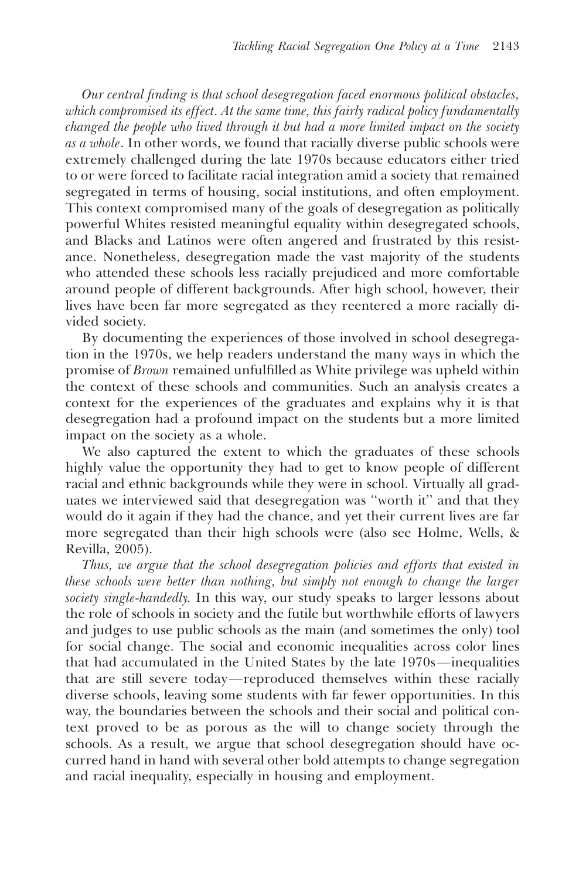*Our central finding is that school desegregation faced enormous political obstacles, which compromised its effect. At the same time, this fairly radical policy fundamentally changed the people who lived through it but had a more limited impact on the society as a whole*. In other words, we found that racially diverse public schools were extremely challenged during the late 1970s because educators either tried to or were forced to facilitate racial integration amid a society that remained segregated in terms of housing, social institutions, and often employment. This context compromised many of the goals of desegregation as politically powerful Whites resisted meaningful equality within desegregated schools, and Blacks and Latinos were often angered and frustrated by this resistance. Nonetheless, desegregation made the vast majority of the students who attended these schools less racially prejudiced and more comfortable around people of different backgrounds. After high school, however, their lives have been far more segregated as they reentered a more racially divided society.

By documenting the experiences of those involved in school desegregation in the 1970s, we help readers understand the many ways in which the promise of *Brown* remained unfulfilled as White privilege was upheld within the context of these schools and communities. Such an analysis creates a context for the experiences of the graduates and explains why it is that desegregation had a profound impact on the students but a more limited impact on the society as a whole.

We also captured the extent to which the graduates of these schools highly value the opportunity they had to get to know people of different racial and ethnic backgrounds while they were in school. Virtually all graduates we interviewed said that desegregation was "worth it" and that they would do it again if they had the chance, and yet their current lives are far more segregated than their high schools were (also see Holme, Wells, & Revilla, 2005).

*Thus, we argue that the school desegregation policies and efforts that existed in these schools were better than nothing, but simply not enough to change the larger society single-handedly.* In this way, our study speaks to larger lessons about the role of schools in society and the futile but worthwhile efforts of lawyers and judges to use public schools as the main (and sometimes the only) tool for social change. The social and economic inequalities across color lines that had accumulated in the United States by the late 1970s—inequalities that are still severe today—reproduced themselves within these racially diverse schools, leaving some students with far fewer opportunities. In this way, the boundaries between the schools and their social and political context proved to be as porous as the will to change society through the schools. As a result, we argue that school desegregation should have occurred hand in hand with several other bold attempts to change segregation and racial inequality, especially in housing and employment.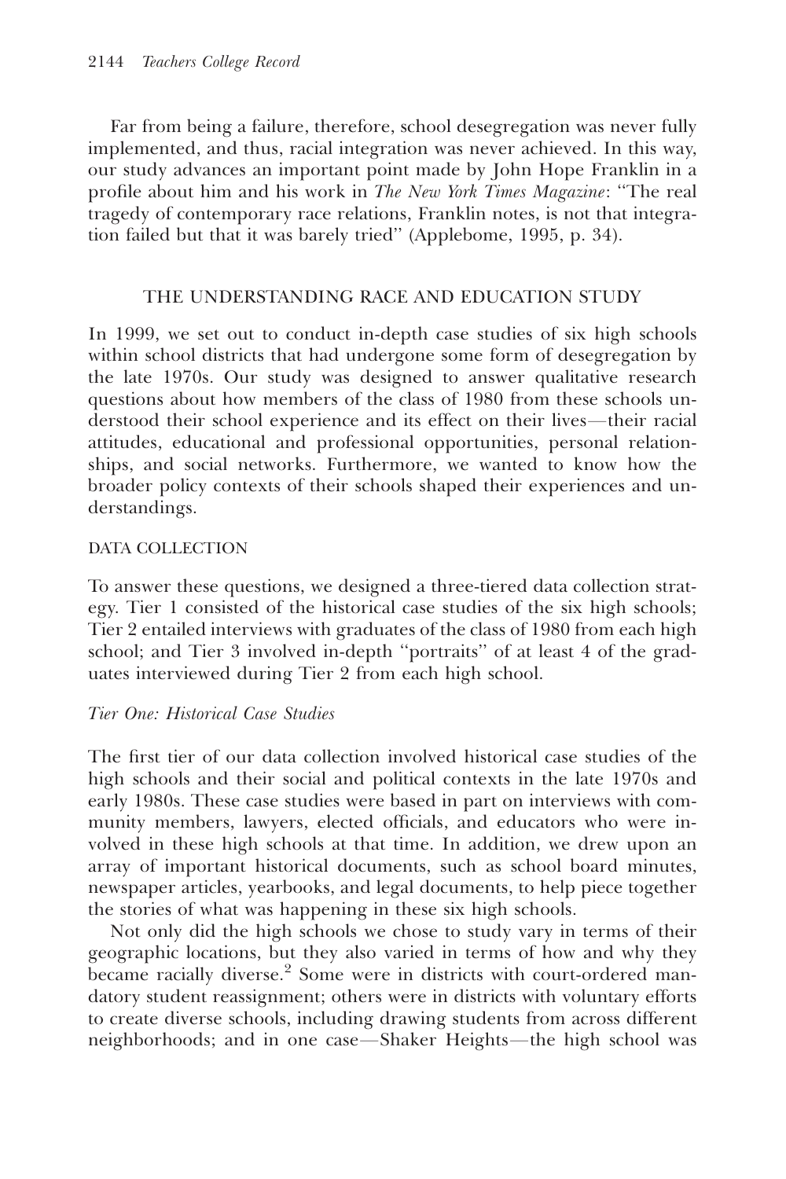Far from being a failure, therefore, school desegregation was never fully implemented, and thus, racial integration was never achieved. In this way, our study advances an important point made by John Hope Franklin in a profile about him and his work in *The New York Times Magazine*: "The real tragedy of contemporary race relations, Franklin notes, is not that integration failed but that it was barely tried" (Applebome, 1995, p. 34).

## THE UNDERSTANDING RACE AND EDUCATION STUDY

In 1999, we set out to conduct in-depth case studies of six high schools within school districts that had undergone some form of desegregation by the late 1970s. Our study was designed to answer qualitative research questions about how members of the class of 1980 from these schools understood their school experience and its effect on their lives—their racial attitudes, educational and professional opportunities, personal relationships, and social networks. Furthermore, we wanted to know how the broader policy contexts of their schools shaped their experiences and understandings.

### DATA COLLECTION

To answer these questions, we designed a three-tiered data collection strategy. Tier 1 consisted of the historical case studies of the six high schools; Tier 2 entailed interviews with graduates of the class of 1980 from each high school; and Tier 3 involved in-depth "portraits" of at least 4 of the graduates interviewed during Tier 2 from each high school.

#### *Tier One: Historical Case Studies*

The first tier of our data collection involved historical case studies of the high schools and their social and political contexts in the late 1970s and early 1980s. These case studies were based in part on interviews with community members, lawyers, elected officials, and educators who were involved in these high schools at that time. In addition, we drew upon an array of important historical documents, such as school board minutes, newspaper articles, yearbooks, and legal documents, to help piece together the stories of what was happening in these six high schools.

Not only did the high schools we chose to study vary in terms of their geographic locations, but they also varied in terms of how and why they became racially diverse.[2] Some were in districts with court-ordered mandatory student reassignment; others were in districts with voluntary efforts to create diverse schools, including drawing students from across different neighborhoods; and in one case—Shaker Heights—the high school was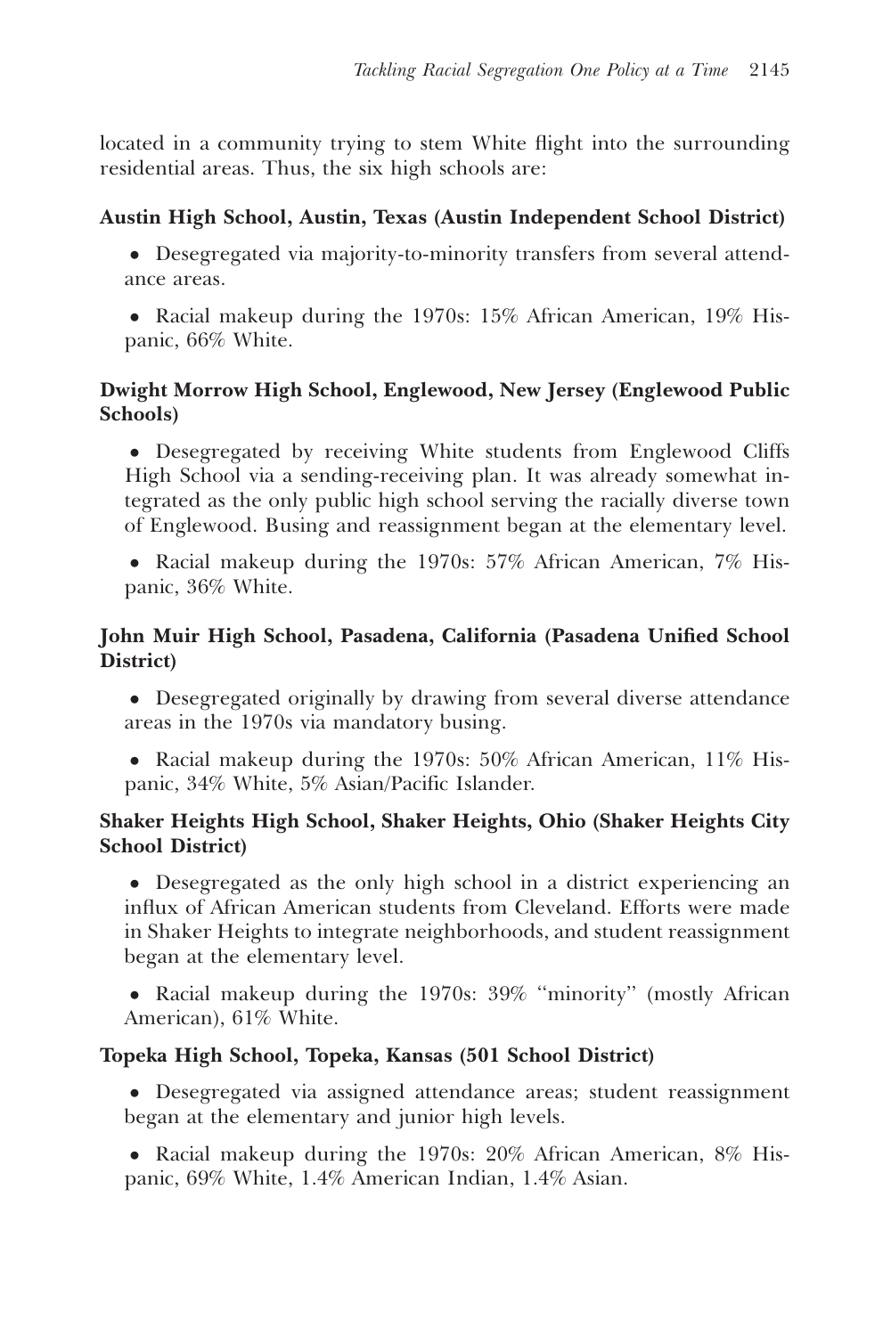located in a community trying to stem White flight into the surrounding residential areas. Thus, the six high schools are:

**Austin High School, Austin, Texas (Austin Independent School District)**

- Desegregated via majority-to-minority transfers from several attendance areas.
- Racial makeup during the 1970s: 15% African American, 19% Hispanic, 66% White.

**Dwight Morrow High School, Englewood, New Jersey (Englewood Public Schools)**

- Desegregated by receiving White students from Englewood Cliffs High School via a sending-receiving plan. It was already somewhat integrated as the only public high school serving the racially diverse town of Englewood. Busing and reassignment began at the elementary level.
- Racial makeup during the 1970s: 57% African American, 7% Hispanic, 36% White.

**John Muir High School, Pasadena, California (Pasadena Unified School District)**

- Desegregated originally by drawing from several diverse attendance areas in the 1970s via mandatory busing.
- Racial makeup during the 1970s: 50% African American, 11% Hispanic, 34% White, 5% Asian/Pacific Islander.

**Shaker Heights High School, Shaker Heights, Ohio (Shaker Heights City School District)**

- Desegregated as the only high school in a district experiencing an influx of African American students from Cleveland. Efforts were made in Shaker Heights to integrate neighborhoods, and student reassignment began at the elementary level.
- Racial makeup during the 1970s: 39% "minority" (mostly African American), 61% White.

**Topeka High School, Topeka, Kansas (501 School District)**

- Desegregated via assigned attendance areas; student reassignment began at the elementary and junior high levels.
- Racial makeup during the 1970s: 20% African American, 8% Hispanic, 69% White, 1.4% American Indian, 1.4% Asian.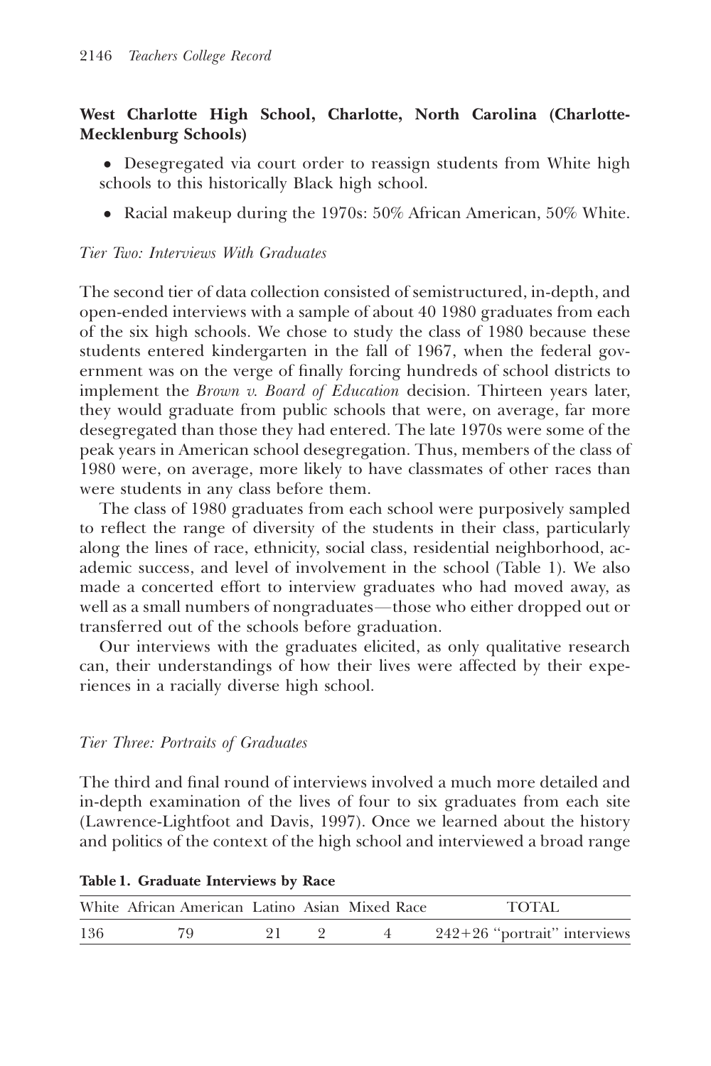**West Charlotte High School, Charlotte, North Carolina (Charlotte-Mecklenburg Schools)**

- Desegregated via court order to reassign students from White high schools to this historically Black high school.
- Racial makeup during the 1970s: 50% African American, 50% White.

*Tier Two: Interviews With Graduates*

The second tier of data collection consisted of semistructured, in-depth, and open-ended interviews with a sample of about 40 1980 graduates from each of the six high schools. We chose to study the class of 1980 because these students entered kindergarten in the fall of 1967, when the federal government was on the verge of finally forcing hundreds of school districts to implement the *Brown v. Board of Education* decision. Thirteen years later, they would graduate from public schools that were, on average, far more desegregated than those they had entered. The late 1970s were some of the peak years in American school desegregation. Thus, members of the class of 1980 were, on average, more likely to have classmates of other races than were students in any class before them.

The class of 1980 graduates from each school were purposively sampled to reflect the range of diversity of the students in their class, particularly along the lines of race, ethnicity, social class, residential neighborhood, academic success, and level of involvement in the school (Table 1). We also made a concerted effort to interview graduates who had moved away, as well as a small numbers of nongraduates—those who either dropped out or transferred out of the schools before graduation.

Our interviews with the graduates elicited, as only qualitative research can, their understandings of how their lives were affected by their experiences in a racially diverse high school.

*Tier Three: Portraits of Graduates*

The third and final round of interviews involved a much more detailed and in-depth examination of the lives of four to six graduates from each site (Lawrence-Lightfoot and Davis, 1997). Once we learned about the history and politics of the context of the high school and interviewed a broad range

**Table 1. Graduate Interviews by Race**

| White | African American | Latino | Asian | Mixed Race | TOTAL |
|---|---|---|---|---|---|
| 136 | 79 | 21 | 2 | 4 | 242+26 "portrait" interviews |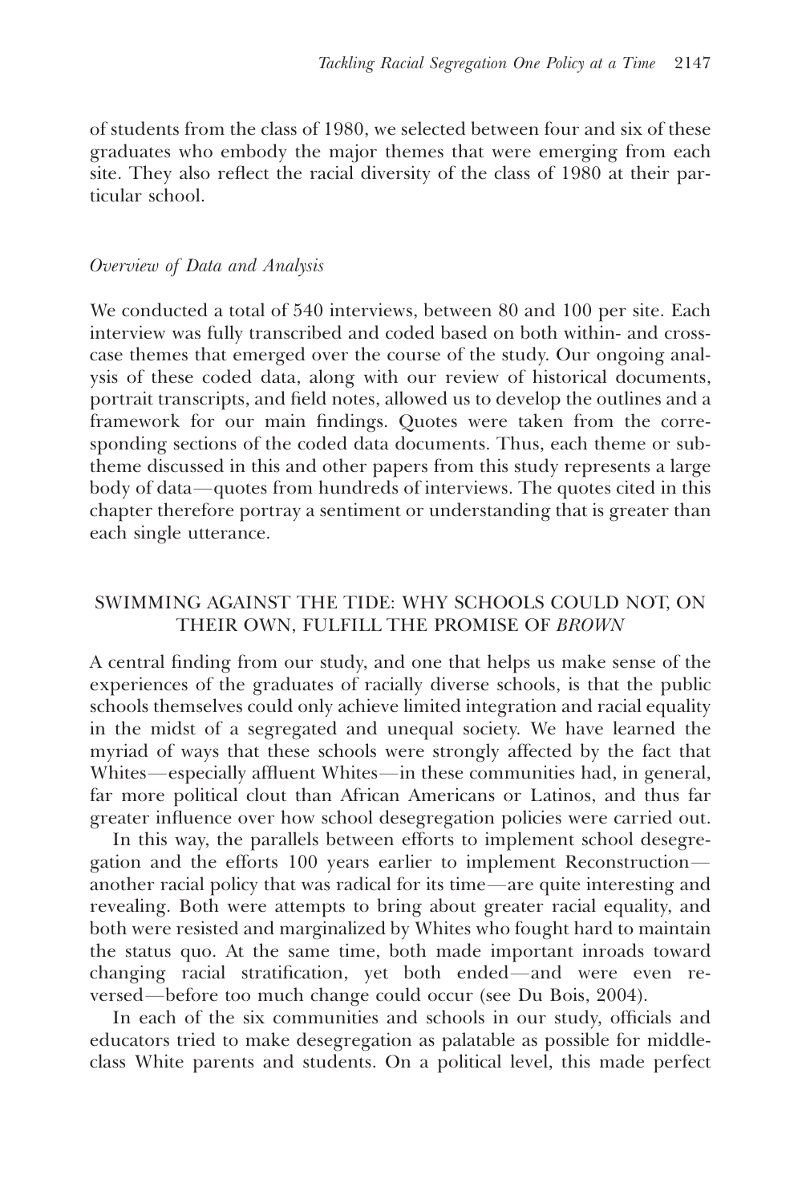of students from the class of 1980, we selected between four and six of these graduates who embody the major themes that were emerging from each site. They also reflect the racial diversity of the class of 1980 at their particular school.

### *Overview of Data and Analysis*

We conducted a total of 540 interviews, between 80 and 100 per site. Each interview was fully transcribed and coded based on both within- and cross-case themes that emerged over the course of the study. Our ongoing analysis of these coded data, along with our review of historical documents, portrait transcripts, and field notes, allowed us to develop the outlines and a framework for our main findings. Quotes were taken from the corresponding sections of the coded data documents. Thus, each theme or subtheme discussed in this and other papers from this study represents a large body of data—quotes from hundreds of interviews. The quotes cited in this chapter therefore portray a sentiment or understanding that is greater than each single utterance.

## SWIMMING AGAINST THE TIDE: WHY SCHOOLS COULD NOT, ON THEIR OWN, FULFILL THE PROMISE OF *BROWN*

A central finding from our study, and one that helps us make sense of the experiences of the graduates of racially diverse schools, is that the public schools themselves could only achieve limited integration and racial equality in the midst of a segregated and unequal society. We have learned the myriad of ways that these schools were strongly affected by the fact that Whites—especially affluent Whites—in these communities had, in general, far more political clout than African Americans or Latinos, and thus far greater influence over how school desegregation policies were carried out.

In this way, the parallels between efforts to implement school desegregation and the efforts 100 years earlier to implement Reconstruction—another racial policy that was radical for its time—are quite interesting and revealing. Both were attempts to bring about greater racial equality, and both were resisted and marginalized by Whites who fought hard to maintain the status quo. At the same time, both made important inroads toward changing racial stratification, yet both ended—and were even reversed—before too much change could occur (see Du Bois, 2004).

In each of the six communities and schools in our study, officials and educators tried to make desegregation as palatable as possible for middle-class White parents and students. On a political level, this made perfect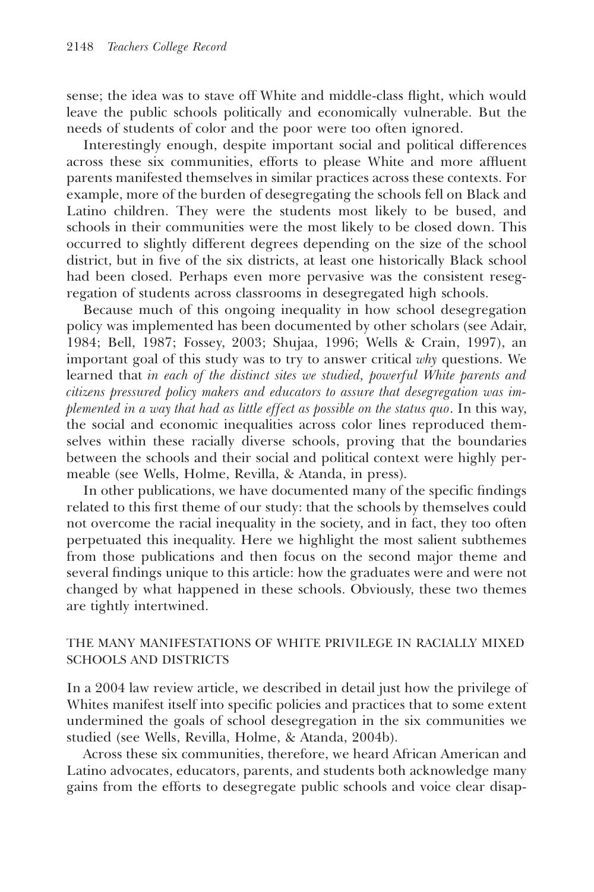sense; the idea was to stave off White and middle-class flight, which would leave the public schools politically and economically vulnerable. But the needs of students of color and the poor were too often ignored.

Interestingly enough, despite important social and political differences across these six communities, efforts to please White and more affluent parents manifested themselves in similar practices across these contexts. For example, more of the burden of desegregating the schools fell on Black and Latino children. They were the students most likely to be bused, and schools in their communities were the most likely to be closed down. This occurred to slightly different degrees depending on the size of the school district, but in five of the six districts, at least one historically Black school had been closed. Perhaps even more pervasive was the consistent resegregation of students across classrooms in desegregated high schools.

Because much of this ongoing inequality in how school desegregation policy was implemented has been documented by other scholars (see Adair, 1984; Bell, 1987; Fossey, 2003; Shujaa, 1996; Wells & Crain, 1997), an important goal of this study was to try to answer critical *why* questions. We learned that *in each of the distinct sites we studied, powerful White parents and citizens pressured policy makers and educators to assure that desegregation was implemented in a way that had as little effect as possible on the status quo*. In this way, the social and economic inequalities across color lines reproduced themselves within these racially diverse schools, proving that the boundaries between the schools and their social and political context were highly permeable (see Wells, Holme, Revilla, & Atanda, in press).

In other publications, we have documented many of the specific findings related to this first theme of our study: that the schools by themselves could not overcome the racial inequality in the society, and in fact, they too often perpetuated this inequality. Here we highlight the most salient subthemes from those publications and then focus on the second major theme and several findings unique to this article: how the graduates were and were not changed by what happened in these schools. Obviously, these two themes are tightly intertwined.

## THE MANY MANIFESTATIONS OF WHITE PRIVILEGE IN RACIALLY MIXED SCHOOLS AND DISTRICTS

In a 2004 law review article, we described in detail just how the privilege of Whites manifest itself into specific policies and practices that to some extent undermined the goals of school desegregation in the six communities we studied (see Wells, Revilla, Holme, & Atanda, 2004b).

Across these six communities, therefore, we heard African American and Latino advocates, educators, parents, and students both acknowledge many gains from the efforts to desegregate public schools and voice clear disap-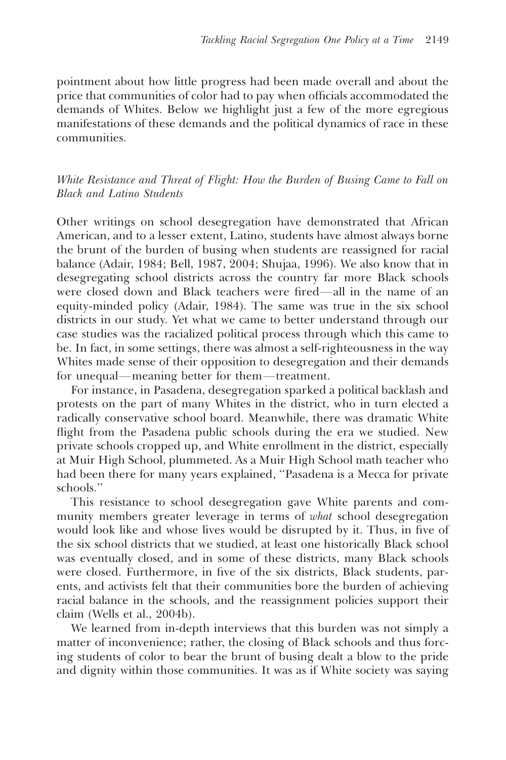pointment about how little progress had been made overall and about the price that communities of color had to pay when officials accommodated the demands of Whites. Below we highlight just a few of the more egregious manifestations of these demands and the political dynamics of race in these communities.

### *White Resistance and Threat of Flight: How the Burden of Busing Came to Fall on Black and Latino Students*

Other writings on school desegregation have demonstrated that African American, and to a lesser extent, Latino, students have almost always borne the brunt of the burden of busing when students are reassigned for racial balance (Adair, 1984; Bell, 1987, 2004; Shujaa, 1996). We also know that in desegregating school districts across the country far more Black schools were closed down and Black teachers were fired—all in the name of an equity-minded policy (Adair, 1984). The same was true in the six school districts in our study. Yet what we came to better understand through our case studies was the racialized political process through which this came to be. In fact, in some settings, there was almost a self-righteousness in the way Whites made sense of their opposition to desegregation and their demands for unequal—meaning better for them—treatment.

For instance, in Pasadena, desegregation sparked a political backlash and protests on the part of many Whites in the district, who in turn elected a radically conservative school board. Meanwhile, there was dramatic White flight from the Pasadena public schools during the era we studied. New private schools cropped up, and White enrollment in the district, especially at Muir High School, plummeted. As a Muir High School math teacher who had been there for many years explained, "Pasadena is a Mecca for private schools."

This resistance to school desegregation gave White parents and community members greater leverage in terms of *what* school desegregation would look like and whose lives would be disrupted by it. Thus, in five of the six school districts that we studied, at least one historically Black school was eventually closed, and in some of these districts, many Black schools were closed. Furthermore, in five of the six districts, Black students, parents, and activists felt that their communities bore the burden of achieving racial balance in the schools, and the reassignment policies support their claim (Wells et al., 2004b).

We learned from in-depth interviews that this burden was not simply a matter of inconvenience; rather, the closing of Black schools and thus forcing students of color to bear the brunt of busing dealt a blow to the pride and dignity within those communities. It was as if White society was saying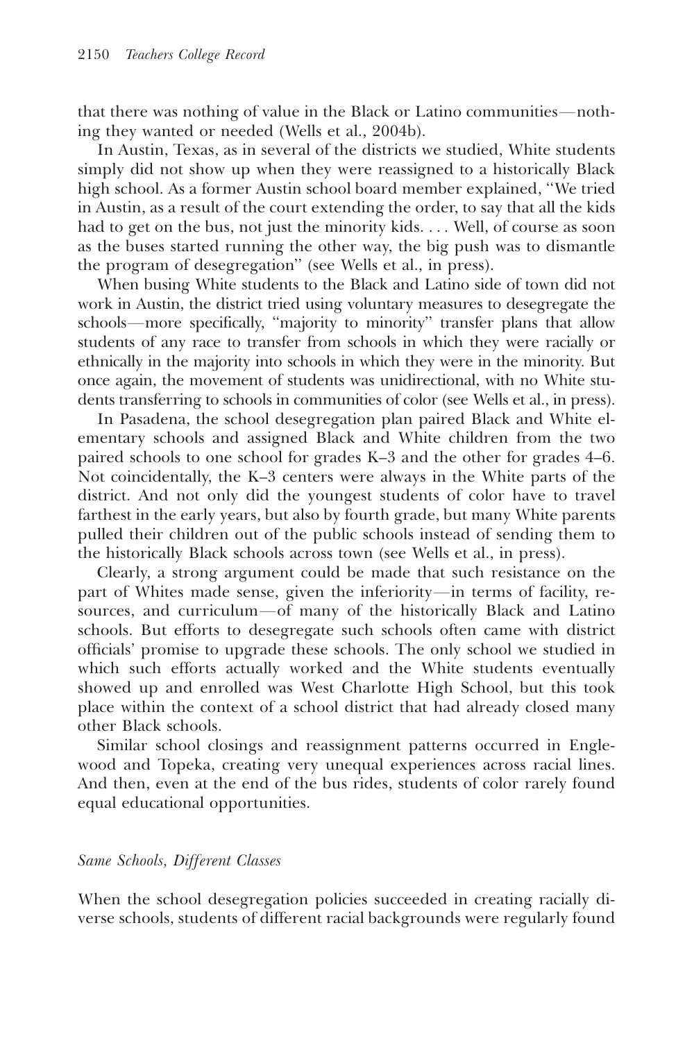that there was nothing of value in the Black or Latino communities—nothing they wanted or needed (Wells et al., 2004b).

In Austin, Texas, as in several of the districts we studied, White students simply did not show up when they were reassigned to a historically Black high school. As a former Austin school board member explained, "We tried in Austin, as a result of the court extending the order, to say that all the kids had to get on the bus, not just the minority kids. . . . Well, of course as soon as the buses started running the other way, the big push was to dismantle the program of desegregation" (see Wells et al., in press).

When busing White students to the Black and Latino side of town did not work in Austin, the district tried using voluntary measures to desegregate the schools—more specifically, "majority to minority" transfer plans that allow students of any race to transfer from schools in which they were racially or ethnically in the majority into schools in which they were in the minority. But once again, the movement of students was unidirectional, with no White students transferring to schools in communities of color (see Wells et al., in press).

In Pasadena, the school desegregation plan paired Black and White elementary schools and assigned Black and White children from the two paired schools to one school for grades K–3 and the other for grades 4–6. Not coincidentally, the K–3 centers were always in the White parts of the district. And not only did the youngest students of color have to travel farthest in the early years, but also by fourth grade, but many White parents pulled their children out of the public schools instead of sending them to the historically Black schools across town (see Wells et al., in press).

Clearly, a strong argument could be made that such resistance on the part of Whites made sense, given the inferiority—in terms of facility, resources, and curriculum—of many of the historically Black and Latino schools. But efforts to desegregate such schools often came with district officials' promise to upgrade these schools. The only school we studied in which such efforts actually worked and the White students eventually showed up and enrolled was West Charlotte High School, but this took place within the context of a school district that had already closed many other Black schools.

Similar school closings and reassignment patterns occurred in Englewood and Topeka, creating very unequal experiences across racial lines. And then, even at the end of the bus rides, students of color rarely found equal educational opportunities.

### *Same Schools, Different Classes*

When the school desegregation policies succeeded in creating racially diverse schools, students of different racial backgrounds were regularly found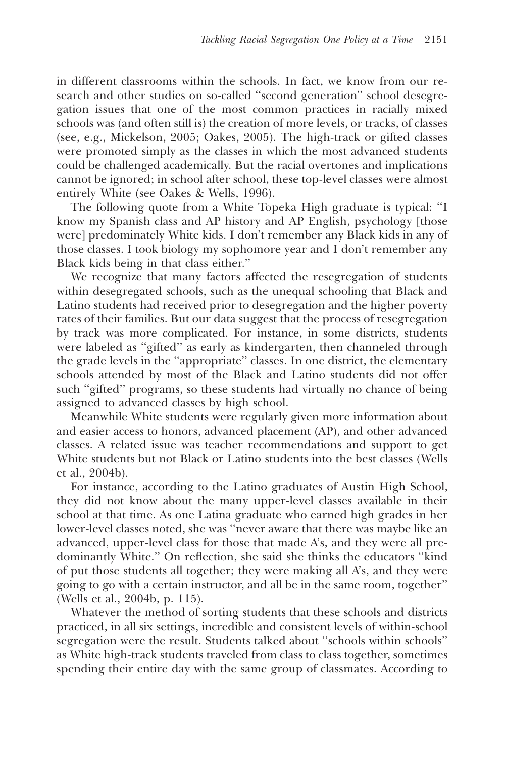in different classrooms within the schools. In fact, we know from our research and other studies on so-called "second generation" school desegregation issues that one of the most common practices in racially mixed schools was (and often still is) the creation of more levels, or tracks, of classes (see, e.g., Mickelson, 2005; Oakes, 2005). The high-track or gifted classes were promoted simply as the classes in which the most advanced students could be challenged academically. But the racial overtones and implications cannot be ignored; in school after school, these top-level classes were almost entirely White (see Oakes & Wells, 1996).

The following quote from a White Topeka High graduate is typical: "I know my Spanish class and AP history and AP English, psychology [those were] predominately White kids. I don't remember any Black kids in any of those classes. I took biology my sophomore year and I don't remember any Black kids being in that class either."

We recognize that many factors affected the resegregation of students within desegregated schools, such as the unequal schooling that Black and Latino students had received prior to desegregation and the higher poverty rates of their families. But our data suggest that the process of resegregation by track was more complicated. For instance, in some districts, students were labeled as "gifted" as early as kindergarten, then channeled through the grade levels in the "appropriate" classes. In one district, the elementary schools attended by most of the Black and Latino students did not offer such "gifted" programs, so these students had virtually no chance of being assigned to advanced classes by high school.

Meanwhile White students were regularly given more information about and easier access to honors, advanced placement (AP), and other advanced classes. A related issue was teacher recommendations and support to get White students but not Black or Latino students into the best classes (Wells et al., 2004b).

For instance, according to the Latino graduates of Austin High School, they did not know about the many upper-level classes available in their school at that time. As one Latina graduate who earned high grades in her lower-level classes noted, she was "never aware that there was maybe like an advanced, upper-level class for those that made A's, and they were all predominantly White." On reflection, she said she thinks the educators "kind of put those students all together; they were making all A's, and they were going to go with a certain instructor, and all be in the same room, together" (Wells et al., 2004b, p. 115).

Whatever the method of sorting students that these schools and districts practiced, in all six settings, incredible and consistent levels of within-school segregation were the result. Students talked about "schools within schools" as White high-track students traveled from class to class together, sometimes spending their entire day with the same group of classmates. According to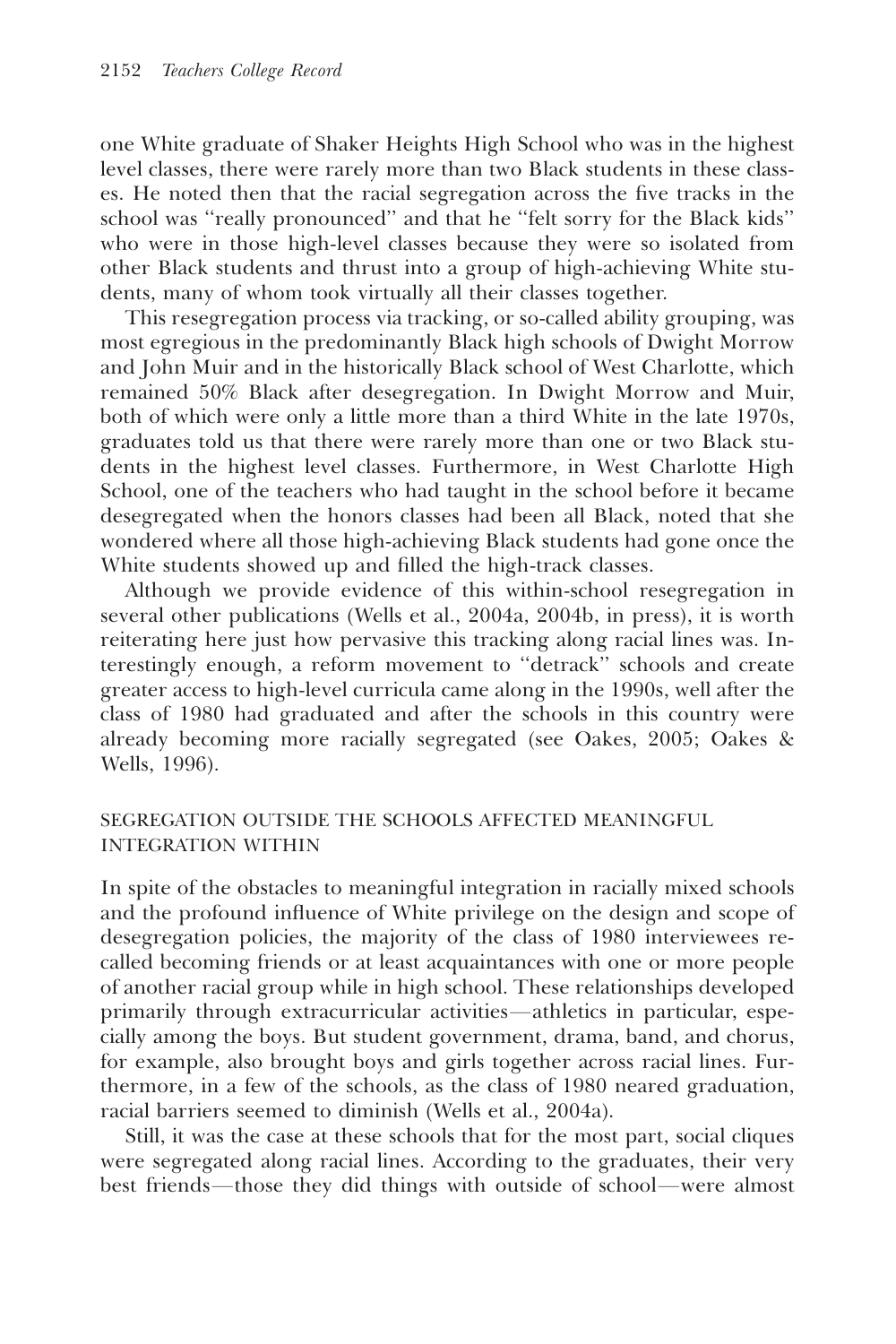one White graduate of Shaker Heights High School who was in the highest level classes, there were rarely more than two Black students in these classes. He noted then that the racial segregation across the five tracks in the school was "really pronounced" and that he "felt sorry for the Black kids" who were in those high-level classes because they were so isolated from other Black students and thrust into a group of high-achieving White students, many of whom took virtually all their classes together.

This resegregation process via tracking, or so-called ability grouping, was most egregious in the predominantly Black high schools of Dwight Morrow and John Muir and in the historically Black school of West Charlotte, which remained 50% Black after desegregation. In Dwight Morrow and Muir, both of which were only a little more than a third White in the late 1970s, graduates told us that there were rarely more than one or two Black students in the highest level classes. Furthermore, in West Charlotte High School, one of the teachers who had taught in the school before it became desegregated when the honors classes had been all Black, noted that she wondered where all those high-achieving Black students had gone once the White students showed up and filled the high-track classes.

Although we provide evidence of this within-school resegregation in several other publications (Wells et al., 2004a, 2004b, in press), it is worth reiterating here just how pervasive this tracking along racial lines was. Interestingly enough, a reform movement to "detrack" schools and create greater access to high-level curricula came along in the 1990s, well after the class of 1980 had graduated and after the schools in this country were already becoming more racially segregated (see Oakes, 2005; Oakes & Wells, 1996).

## SEGREGATION OUTSIDE THE SCHOOLS AFFECTED MEANINGFUL INTEGRATION WITHIN

In spite of the obstacles to meaningful integration in racially mixed schools and the profound influence of White privilege on the design and scope of desegregation policies, the majority of the class of 1980 interviewees recalled becoming friends or at least acquaintances with one or more people of another racial group while in high school. These relationships developed primarily through extracurricular activities—athletics in particular, especially among the boys. But student government, drama, band, and chorus, for example, also brought boys and girls together across racial lines. Furthermore, in a few of the schools, as the class of 1980 neared graduation, racial barriers seemed to diminish (Wells et al., 2004a).

Still, it was the case at these schools that for the most part, social cliques were segregated along racial lines. According to the graduates, their very best friends—those they did things with outside of school—were almost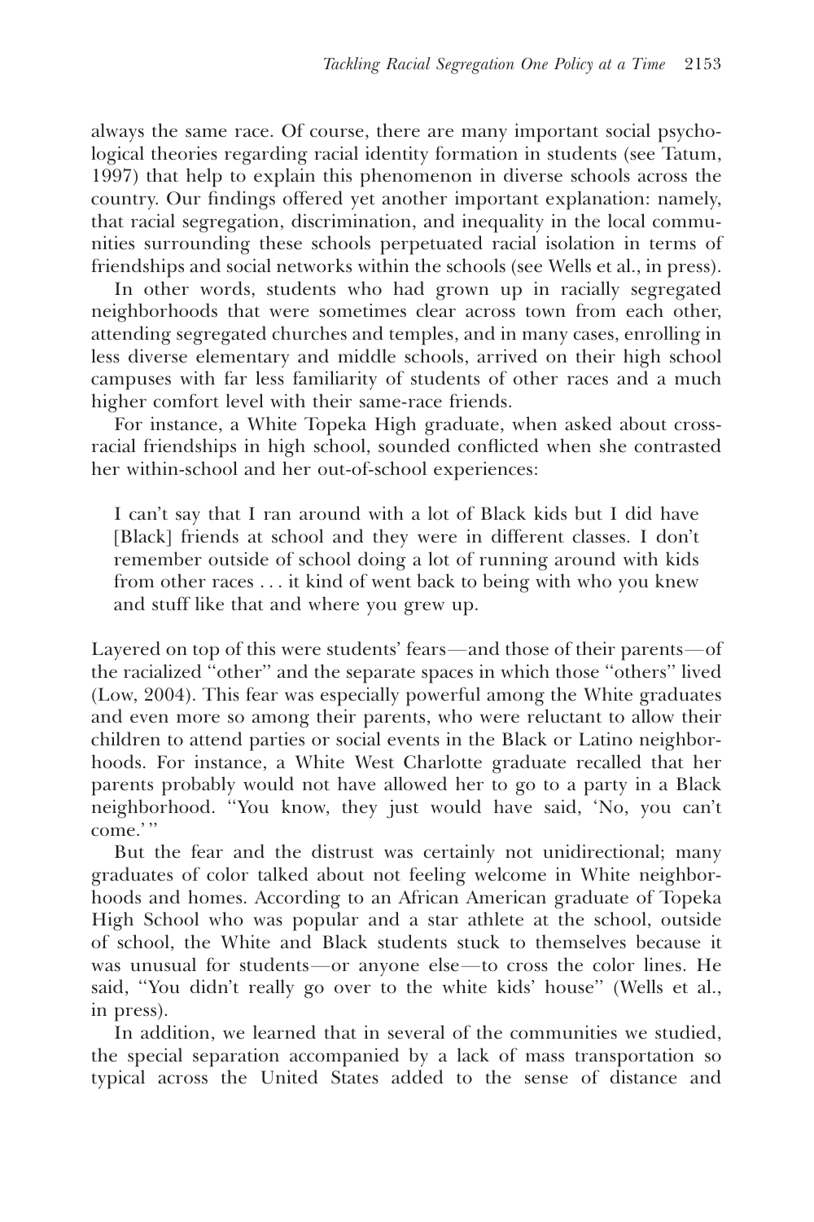always the same race. Of course, there are many important social psychological theories regarding racial identity formation in students (see Tatum, 1997) that help to explain this phenomenon in diverse schools across the country. Our findings offered yet another important explanation: namely, that racial segregation, discrimination, and inequality in the local communities surrounding these schools perpetuated racial isolation in terms of friendships and social networks within the schools (see Wells et al., in press).

In other words, students who had grown up in racially segregated neighborhoods that were sometimes clear across town from each other, attending segregated churches and temples, and in many cases, enrolling in less diverse elementary and middle schools, arrived on their high school campuses with far less familiarity of students of other races and a much higher comfort level with their same-race friends.

For instance, a White Topeka High graduate, when asked about cross-racial friendships in high school, sounded conflicted when she contrasted her within-school and her out-of-school experiences:

> I can't say that I ran around with a lot of Black kids but I did have [Black] friends at school and they were in different classes. I don't remember outside of school doing a lot of running around with kids from other races . . . it kind of went back to being with who you knew and stuff like that and where you grew up.

Layered on top of this were students' fears—and those of their parents—of the racialized "other" and the separate spaces in which those "others" lived (Low, 2004). This fear was especially powerful among the White graduates and even more so among their parents, who were reluctant to allow their children to attend parties or social events in the Black or Latino neighborhoods. For instance, a White West Charlotte graduate recalled that her parents probably would not have allowed her to go to a party in a Black neighborhood. "You know, they just would have said, 'No, you can't come.'"

But the fear and the distrust was certainly not unidirectional; many graduates of color talked about not feeling welcome in White neighborhoods and homes. According to an African American graduate of Topeka High School who was popular and a star athlete at the school, outside of school, the White and Black students stuck to themselves because it was unusual for students—or anyone else—to cross the color lines. He said, "You didn't really go over to the white kids' house" (Wells et al., in press).

In addition, we learned that in several of the communities we studied, the special separation accompanied by a lack of mass transportation so typical across the United States added to the sense of distance and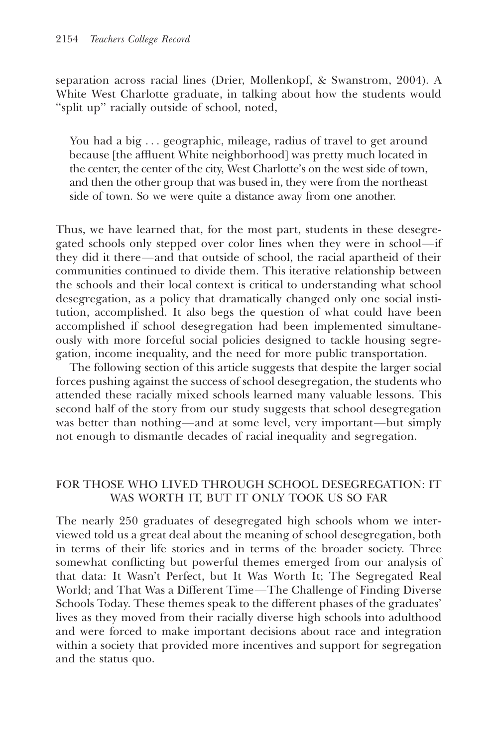separation across racial lines (Drier, Mollenkopf, & Swanstrom, 2004). A White West Charlotte graduate, in talking about how the students would "split up" racially outside of school, noted,

> You had a big . . . geographic, mileage, radius of travel to get around because [the affluent White neighborhood] was pretty much located in the center, the center of the city, West Charlotte's on the west side of town, and then the other group that was bused in, they were from the northeast side of town. So we were quite a distance away from one another.

Thus, we have learned that, for the most part, students in these desegregated schools only stepped over color lines when they were in school—if they did it there—and that outside of school, the racial apartheid of their communities continued to divide them. This iterative relationship between the schools and their local context is critical to understanding what school desegregation, as a policy that dramatically changed only one social institution, accomplished. It also begs the question of what could have been accomplished if school desegregation had been implemented simultaneously with more forceful social policies designed to tackle housing segregation, income inequality, and the need for more public transportation.

The following section of this article suggests that despite the larger social forces pushing against the success of school desegregation, the students who attended these racially mixed schools learned many valuable lessons. This second half of the story from our study suggests that school desegregation was better than nothing—and at some level, very important—but simply not enough to dismantle decades of racial inequality and segregation.

## FOR THOSE WHO LIVED THROUGH SCHOOL DESEGREGATION: IT WAS WORTH IT, BUT IT ONLY TOOK US SO FAR

The nearly 250 graduates of desegregated high schools whom we interviewed told us a great deal about the meaning of school desegregation, both in terms of their life stories and in terms of the broader society. Three somewhat conflicting but powerful themes emerged from our analysis of that data: It Wasn't Perfect, but It Was Worth It; The Segregated Real World; and That Was a Different Time—The Challenge of Finding Diverse Schools Today. These themes speak to the different phases of the graduates' lives as they moved from their racially diverse high schools into adulthood and were forced to make important decisions about race and integration within a society that provided more incentives and support for segregation and the status quo.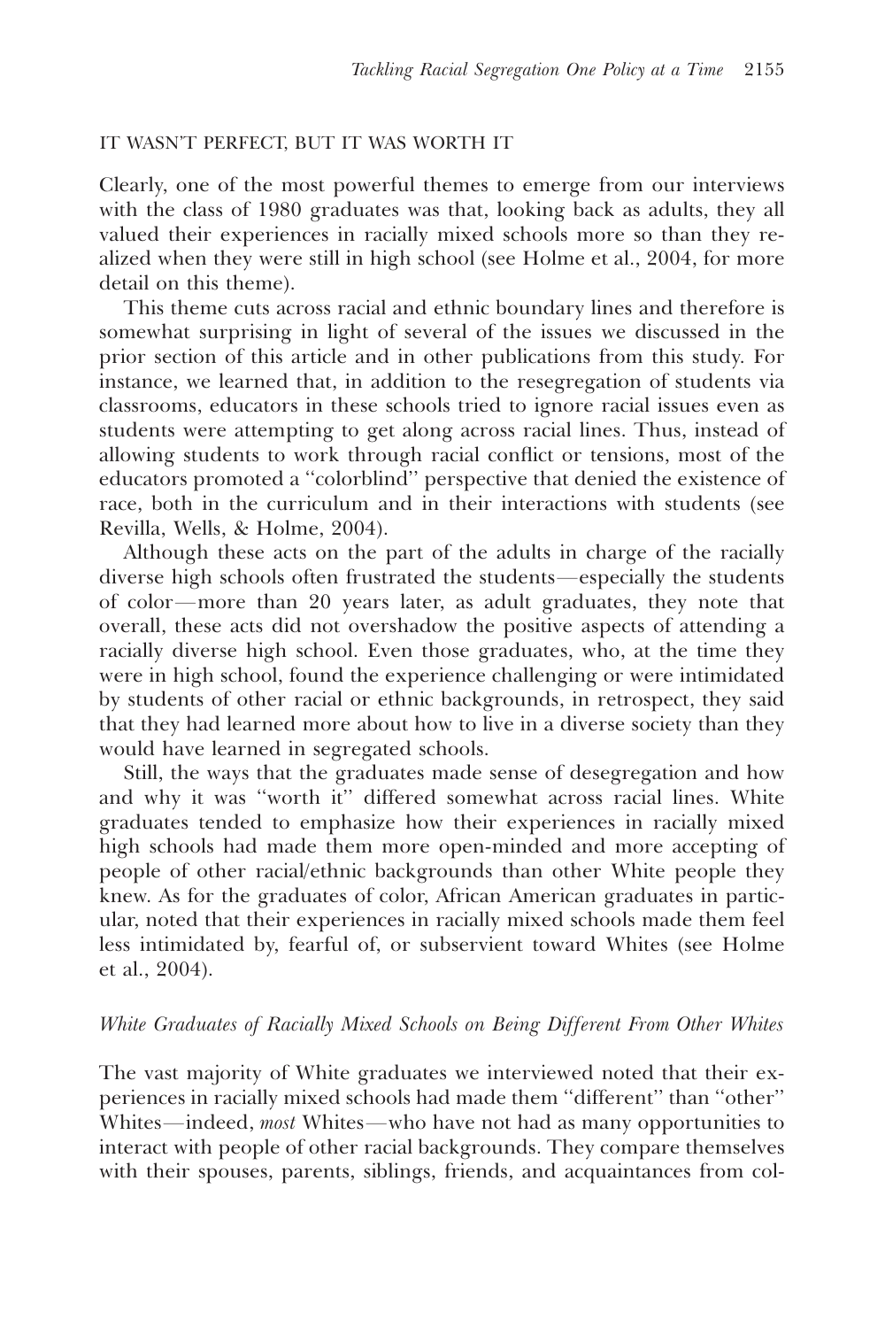## IT WASN'T PERFECT, BUT IT WAS WORTH IT

Clearly, one of the most powerful themes to emerge from our interviews with the class of 1980 graduates was that, looking back as adults, they all valued their experiences in racially mixed schools more so than they realized when they were still in high school (see Holme et al., 2004, for more detail on this theme).

This theme cuts across racial and ethnic boundary lines and therefore is somewhat surprising in light of several of the issues we discussed in the prior section of this article and in other publications from this study. For instance, we learned that, in addition to the resegregation of students via classrooms, educators in these schools tried to ignore racial issues even as students were attempting to get along across racial lines. Thus, instead of allowing students to work through racial conflict or tensions, most of the educators promoted a ''colorblind'' perspective that denied the existence of race, both in the curriculum and in their interactions with students (see Revilla, Wells, & Holme, 2004).

Although these acts on the part of the adults in charge of the racially diverse high schools often frustrated the students—especially the students of color—more than 20 years later, as adult graduates, they note that overall, these acts did not overshadow the positive aspects of attending a racially diverse high school. Even those graduates, who, at the time they were in high school, found the experience challenging or were intimidated by students of other racial or ethnic backgrounds, in retrospect, they said that they had learned more about how to live in a diverse society than they would have learned in segregated schools.

Still, the ways that the graduates made sense of desegregation and how and why it was ''worth it'' differed somewhat across racial lines. White graduates tended to emphasize how their experiences in racially mixed high schools had made them more open-minded and more accepting of people of other racial/ethnic backgrounds than other White people they knew. As for the graduates of color, African American graduates in particular, noted that their experiences in racially mixed schools made them feel less intimidated by, fearful of, or subservient toward Whites (see Holme et al., 2004).

### *White Graduates of Racially Mixed Schools on Being Different From Other Whites*

The vast majority of White graduates we interviewed noted that their experiences in racially mixed schools had made them ''different'' than ''other'' Whites—indeed, *most* Whites—who have not had as many opportunities to interact with people of other racial backgrounds. They compare themselves with their spouses, parents, siblings, friends, and acquaintances from col-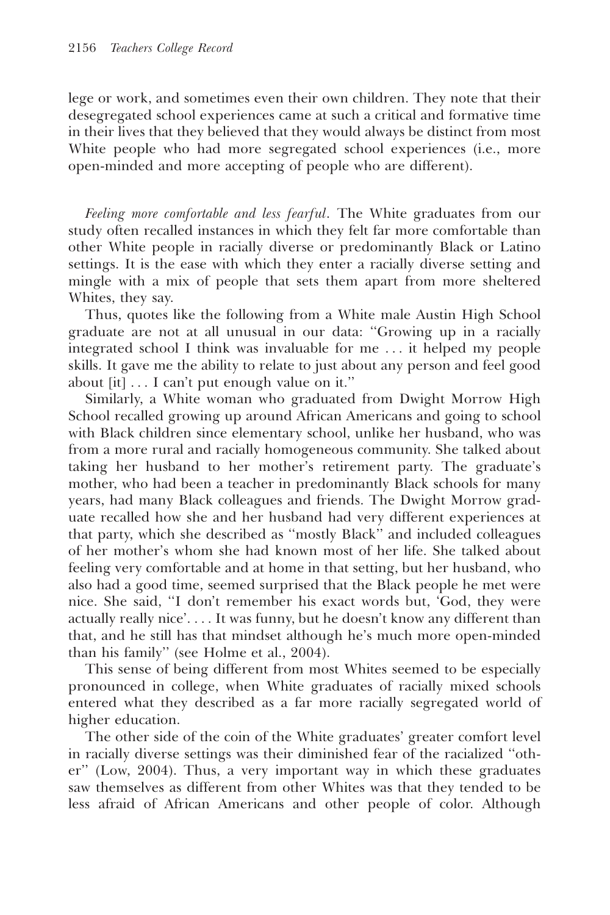lege or work, and sometimes even their own children. They note that their desegregated school experiences came at such a critical and formative time in their lives that they believed that they would always be distinct from most White people who had more segregated school experiences (i.e., more open-minded and more accepting of people who are different).

*Feeling more comfortable and less fearful*. The White graduates from our study often recalled instances in which they felt far more comfortable than other White people in racially diverse or predominantly Black or Latino settings. It is the ease with which they enter a racially diverse setting and mingle with a mix of people that sets them apart from more sheltered Whites, they say.

Thus, quotes like the following from a White male Austin High School graduate are not at all unusual in our data: ''Growing up in a racially integrated school I think was invaluable for me . . . it helped my people skills. It gave me the ability to relate to just about any person and feel good about [it] . . . I can't put enough value on it.''

Similarly, a White woman who graduated from Dwight Morrow High School recalled growing up around African Americans and going to school with Black children since elementary school, unlike her husband, who was from a more rural and racially homogeneous community. She talked about taking her husband to her mother's retirement party. The graduate's mother, who had been a teacher in predominantly Black schools for many years, had many Black colleagues and friends. The Dwight Morrow graduate recalled how she and her husband had very different experiences at that party, which she described as ''mostly Black'' and included colleagues of her mother's whom she had known most of her life. She talked about feeling very comfortable and at home in that setting, but her husband, who also had a good time, seemed surprised that the Black people he met were nice. She said, ''I don't remember his exact words but, 'God, they were actually really nice'. . . . It was funny, but he doesn't know any different than that, and he still has that mindset although he's much more open-minded than his family'' (see Holme et al., 2004).

This sense of being different from most Whites seemed to be especially pronounced in college, when White graduates of racially mixed schools entered what they described as a far more racially segregated world of higher education.

The other side of the coin of the White graduates' greater comfort level in racially diverse settings was their diminished fear of the racialized ''other'' (Low, 2004). Thus, a very important way in which these graduates saw themselves as different from other Whites was that they tended to be less afraid of African Americans and other people of color. Although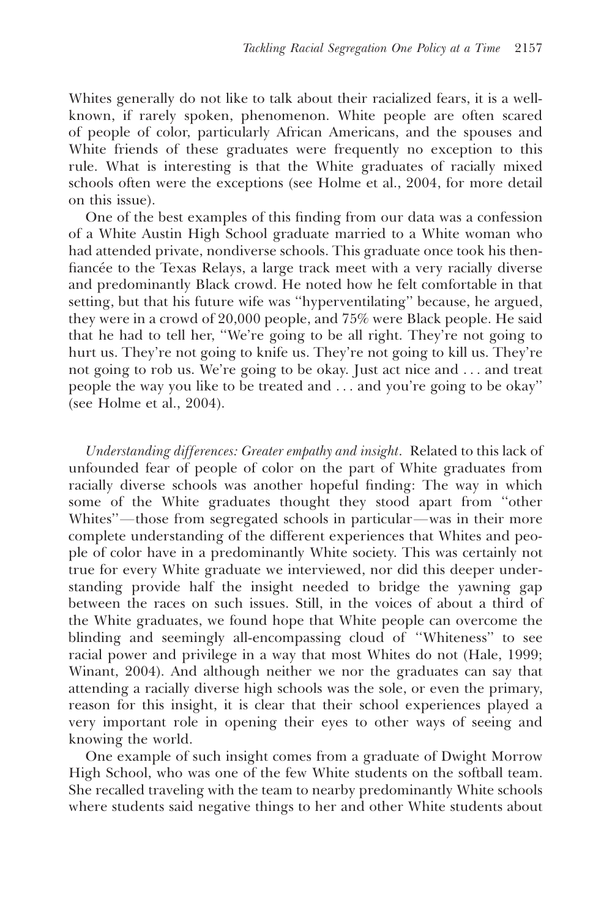Whites generally do not like to talk about their racialized fears, it is a well-known, if rarely spoken, phenomenon. White people are often scared of people of color, particularly African Americans, and the spouses and White friends of these graduates were frequently no exception to this rule. What is interesting is that the White graduates of racially mixed schools often were the exceptions (see Holme et al., 2004, for more detail on this issue).

One of the best examples of this finding from our data was a confession of a White Austin High School graduate married to a White woman who had attended private, nondiverse schools. This graduate once took his then-fiancée to the Texas Relays, a large track meet with a very racially diverse and predominantly Black crowd. He noted how he felt comfortable in that setting, but that his future wife was ''hyperventilating'' because, he argued, they were in a crowd of 20,000 people, and 75% were Black people. He said that he had to tell her, ''We're going to be all right. They're not going to hurt us. They're not going to knife us. They're not going to kill us. They're not going to rob us. We're going to be okay. Just act nice and . . . and treat people the way you like to be treated and . . . and you're going to be okay'' (see Holme et al., 2004).

*Understanding differences: Greater empathy and insight*. Related to this lack of unfounded fear of people of color on the part of White graduates from racially diverse schools was another hopeful finding: The way in which some of the White graduates thought they stood apart from ''other Whites''—those from segregated schools in particular—was in their more complete understanding of the different experiences that Whites and people of color have in a predominantly White society. This was certainly not true for every White graduate we interviewed, nor did this deeper understanding provide half the insight needed to bridge the yawning gap between the races on such issues. Still, in the voices of about a third of the White graduates, we found hope that White people can overcome the blinding and seemingly all-encompassing cloud of ''Whiteness'' to see racial power and privilege in a way that most Whites do not (Hale, 1999; Winant, 2004). And although neither we nor the graduates can say that attending a racially diverse high schools was the sole, or even the primary, reason for this insight, it is clear that their school experiences played a very important role in opening their eyes to other ways of seeing and knowing the world.

One example of such insight comes from a graduate of Dwight Morrow High School, who was one of the few White students on the softball team. She recalled traveling with the team to nearby predominantly White schools where students said negative things to her and other White students about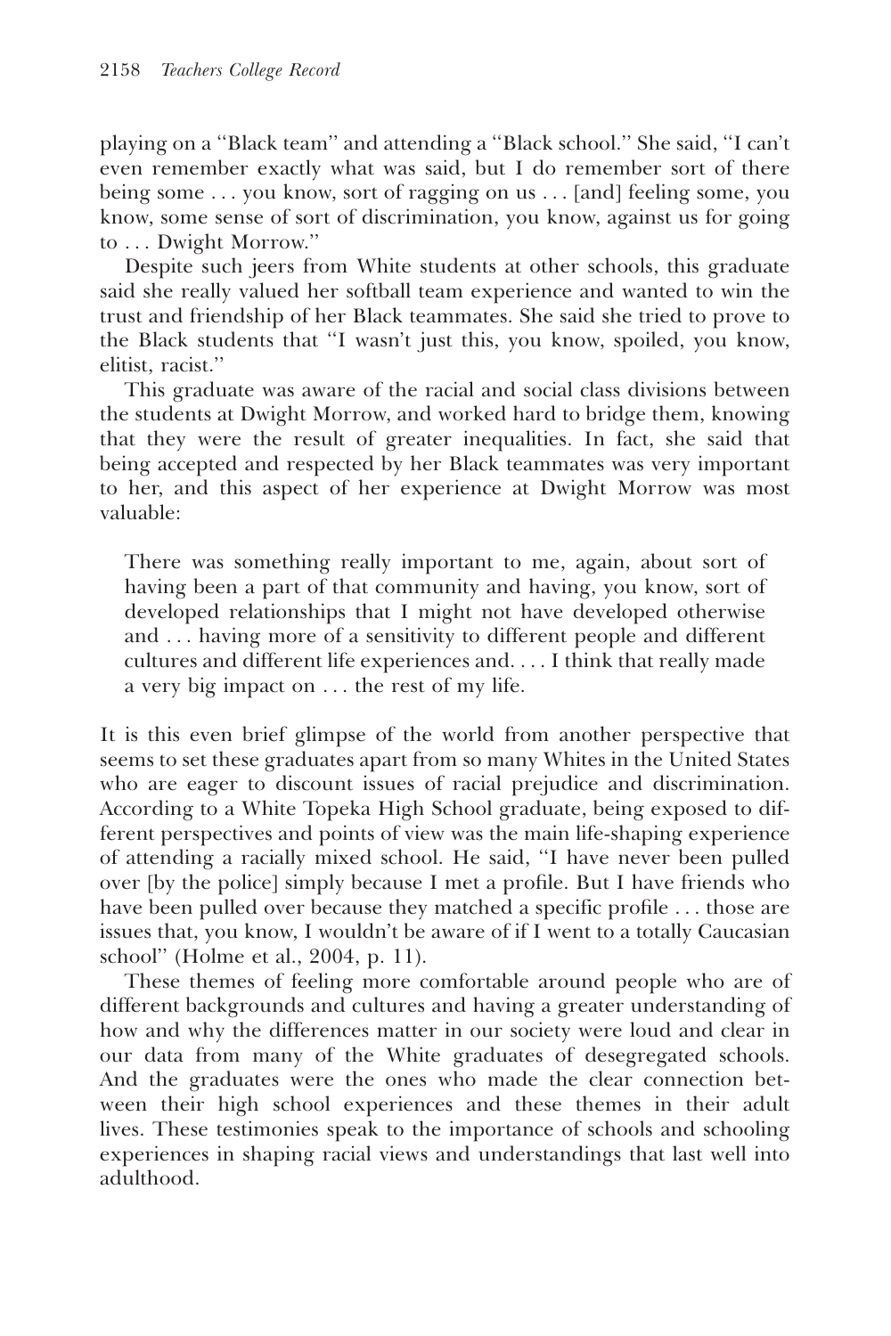playing on a "Black team" and attending a "Black school." She said, "I can't even remember exactly what was said, but I do remember sort of there being some . . . you know, sort of ragging on us . . . [and] feeling some, you know, some sense of sort of discrimination, you know, against us for going to . . . Dwight Morrow."

Despite such jeers from White students at other schools, this graduate said she really valued her softball team experience and wanted to win the trust and friendship of her Black teammates. She said she tried to prove to the Black students that "I wasn't just this, you know, spoiled, you know, elitist, racist."

This graduate was aware of the racial and social class divisions between the students at Dwight Morrow, and worked hard to bridge them, knowing that they were the result of greater inequalities. In fact, she said that being accepted and respected by her Black teammates was very important to her, and this aspect of her experience at Dwight Morrow was most valuable:

> There was something really important to me, again, about sort of having been a part of that community and having, you know, sort of developed relationships that I might not have developed otherwise and . . . having more of a sensitivity to different people and different cultures and different life experiences and. . . . I think that really made a very big impact on . . . the rest of my life.

It is this even brief glimpse of the world from another perspective that seems to set these graduates apart from so many Whites in the United States who are eager to discount issues of racial prejudice and discrimination. According to a White Topeka High School graduate, being exposed to different perspectives and points of view was the main life-shaping experience of attending a racially mixed school. He said, "I have never been pulled over [by the police] simply because I met a profile. But I have friends who have been pulled over because they matched a specific profile . . . those are issues that, you know, I wouldn't be aware of if I went to a totally Caucasian school" (Holme et al., 2004, p. 11).

These themes of feeling more comfortable around people who are of different backgrounds and cultures and having a greater understanding of how and why the differences matter in our society were loud and clear in our data from many of the White graduates of desegregated schools. And the graduates were the ones who made the clear connection between their high school experiences and these themes in their adult lives. These testimonies speak to the importance of schools and schooling experiences in shaping racial views and understandings that last well into adulthood.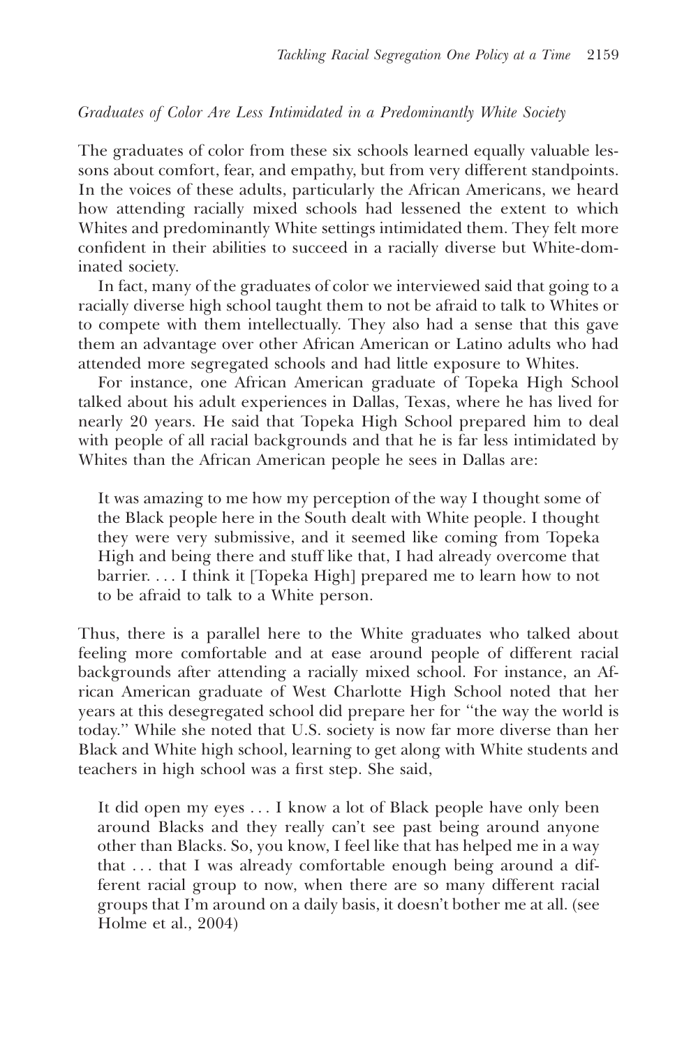*Graduates of Color Are Less Intimidated in a Predominantly White Society*

The graduates of color from these six schools learned equally valuable lessons about comfort, fear, and empathy, but from very different standpoints. In the voices of these adults, particularly the African Americans, we heard how attending racially mixed schools had lessened the extent to which Whites and predominantly White settings intimidated them. They felt more confident in their abilities to succeed in a racially diverse but White-dominated society.

In fact, many of the graduates of color we interviewed said that going to a racially diverse high school taught them to not be afraid to talk to Whites or to compete with them intellectually. They also had a sense that this gave them an advantage over other African American or Latino adults who had attended more segregated schools and had little exposure to Whites.

For instance, one African American graduate of Topeka High School talked about his adult experiences in Dallas, Texas, where he has lived for nearly 20 years. He said that Topeka High School prepared him to deal with people of all racial backgrounds and that he is far less intimidated by Whites than the African American people he sees in Dallas are:

> It was amazing to me how my perception of the way I thought some of the Black people here in the South dealt with White people. I thought they were very submissive, and it seemed like coming from Topeka High and being there and stuff like that, I had already overcome that barrier. . . . I think it [Topeka High] prepared me to learn how to not to be afraid to talk to a White person.

Thus, there is a parallel here to the White graduates who talked about feeling more comfortable and at ease around people of different racial backgrounds after attending a racially mixed school. For instance, an African American graduate of West Charlotte High School noted that her years at this desegregated school did prepare her for "the way the world is today." While she noted that U.S. society is now far more diverse than her Black and White high school, learning to get along with White students and teachers in high school was a first step. She said,

> It did open my eyes . . . I know a lot of Black people have only been around Blacks and they really can't see past being around anyone other than Blacks. So, you know, I feel like that has helped me in a way that . . . that I was already comfortable enough being around a different racial group to now, when there are so many different racial groups that I'm around on a daily basis, it doesn't bother me at all. (see Holme et al., 2004)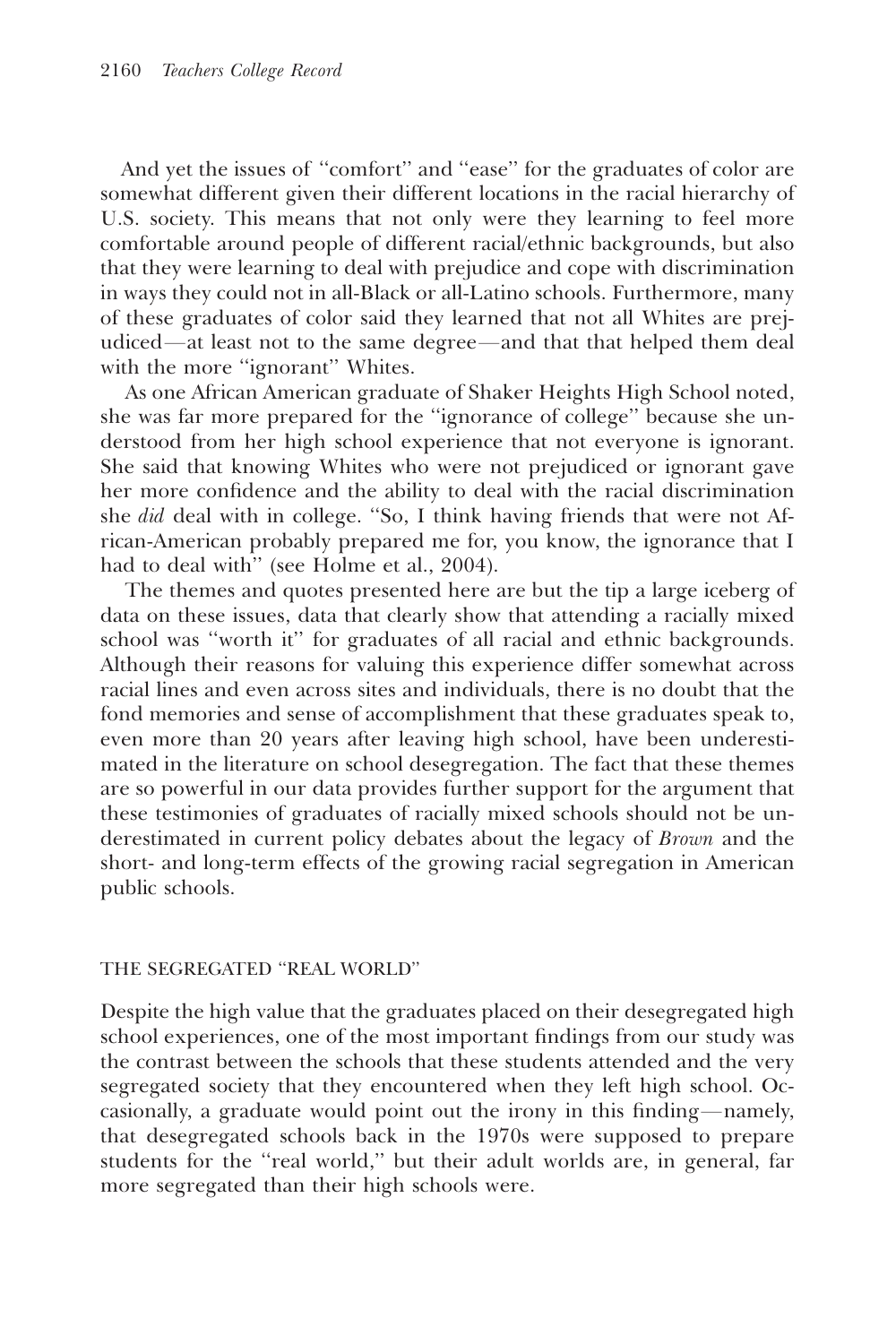And yet the issues of ''comfort'' and ''ease'' for the graduates of color are somewhat different given their different locations in the racial hierarchy of U.S. society. This means that not only were they learning to feel more comfortable around people of different racial/ethnic backgrounds, but also that they were learning to deal with prejudice and cope with discrimination in ways they could not in all-Black or all-Latino schools. Furthermore, many of these graduates of color said they learned that not all Whites are prejudiced—at least not to the same degree—and that that helped them deal with the more ''ignorant'' Whites.

As one African American graduate of Shaker Heights High School noted, she was far more prepared for the ''ignorance of college'' because she understood from her high school experience that not everyone is ignorant. She said that knowing Whites who were not prejudiced or ignorant gave her more confidence and the ability to deal with the racial discrimination she *did* deal with in college. ''So, I think having friends that were not African-American probably prepared me for, you know, the ignorance that I had to deal with'' (see Holme et al., 2004).

The themes and quotes presented here are but the tip a large iceberg of data on these issues, data that clearly show that attending a racially mixed school was ''worth it'' for graduates of all racial and ethnic backgrounds. Although their reasons for valuing this experience differ somewhat across racial lines and even across sites and individuals, there is no doubt that the fond memories and sense of accomplishment that these graduates speak to, even more than 20 years after leaving high school, have been underestimated in the literature on school desegregation. The fact that these themes are so powerful in our data provides further support for the argument that these testimonies of graduates of racially mixed schools should not be underestimated in current policy debates about the legacy of *Brown* and the short- and long-term effects of the growing racial segregation in American public schools.

## THE SEGREGATED ''REAL WORLD''

Despite the high value that the graduates placed on their desegregated high school experiences, one of the most important findings from our study was the contrast between the schools that these students attended and the very segregated society that they encountered when they left high school. Occasionally, a graduate would point out the irony in this finding—namely, that desegregated schools back in the 1970s were supposed to prepare students for the ''real world,'' but their adult worlds are, in general, far more segregated than their high schools were.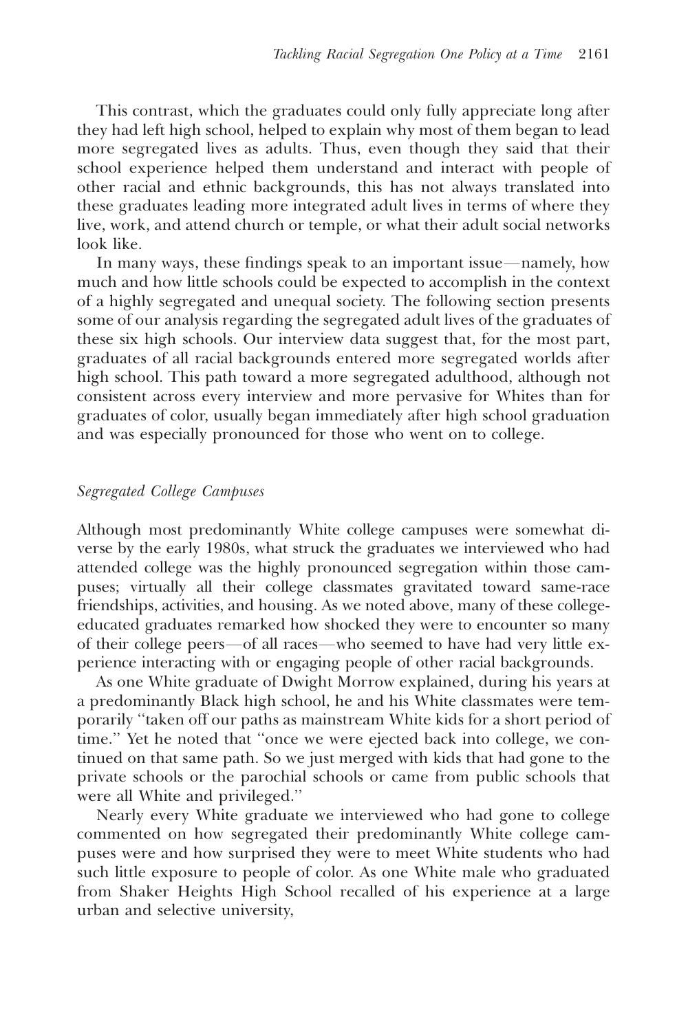This contrast, which the graduates could only fully appreciate long after they had left high school, helped to explain why most of them began to lead more segregated lives as adults. Thus, even though they said that their school experience helped them understand and interact with people of other racial and ethnic backgrounds, this has not always translated into these graduates leading more integrated adult lives in terms of where they live, work, and attend church or temple, or what their adult social networks look like.

In many ways, these findings speak to an important issue—namely, how much and how little schools could be expected to accomplish in the context of a highly segregated and unequal society. The following section presents some of our analysis regarding the segregated adult lives of the graduates of these six high schools. Our interview data suggest that, for the most part, graduates of all racial backgrounds entered more segregated worlds after high school. This path toward a more segregated adulthood, although not consistent across every interview and more pervasive for Whites than for graduates of color, usually began immediately after high school graduation and was especially pronounced for those who went on to college.

### *Segregated College Campuses*

Although most predominantly White college campuses were somewhat diverse by the early 1980s, what struck the graduates we interviewed who had attended college was the highly pronounced segregation within those campuses; virtually all their college classmates gravitated toward same-race friendships, activities, and housing. As we noted above, many of these college-educated graduates remarked how shocked they were to encounter so many of their college peers—of all races—who seemed to have had very little experience interacting with or engaging people of other racial backgrounds.

As one White graduate of Dwight Morrow explained, during his years at a predominantly Black high school, he and his White classmates were temporarily "taken off our paths as mainstream White kids for a short period of time." Yet he noted that "once we were ejected back into college, we continued on that same path. So we just merged with kids that had gone to the private schools or the parochial schools or came from public schools that were all White and privileged."

Nearly every White graduate we interviewed who had gone to college commented on how segregated their predominantly White college campuses were and how surprised they were to meet White students who had such little exposure to people of color. As one White male who graduated from Shaker Heights High School recalled of his experience at a large urban and selective university,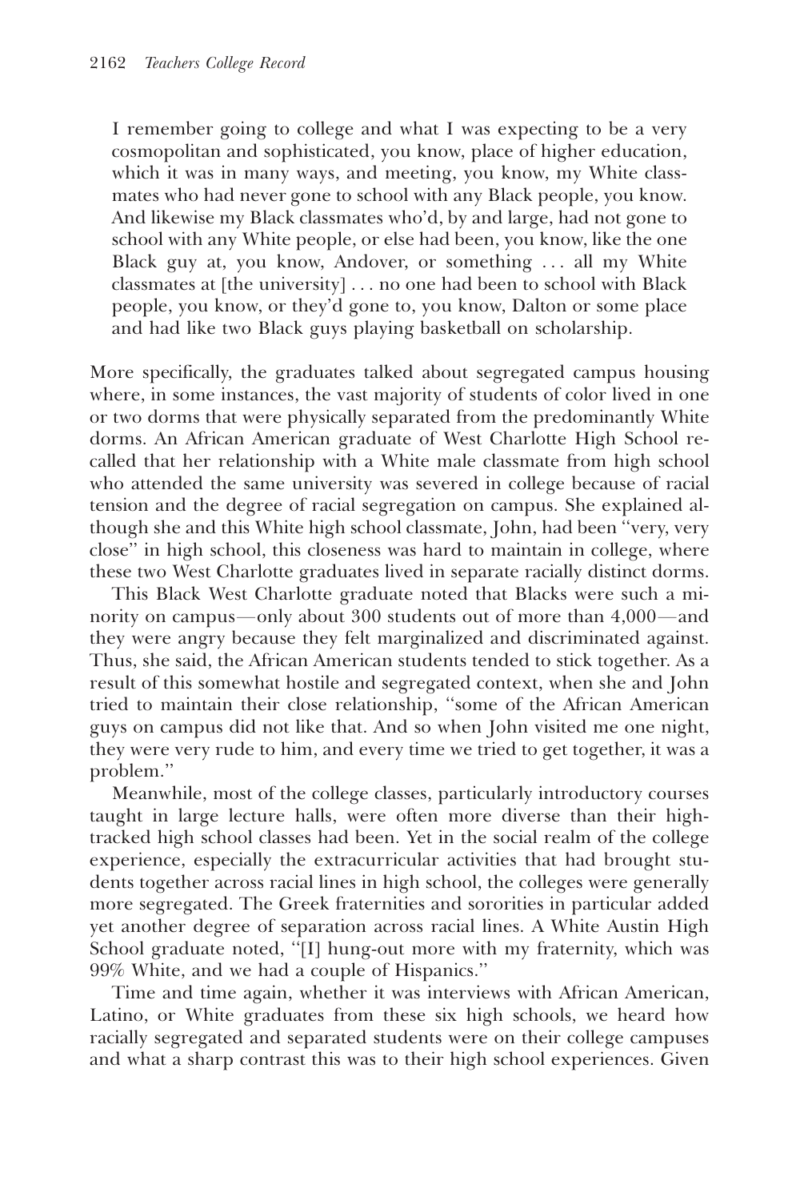> I remember going to college and what I was expecting to be a very cosmopolitan and sophisticated, you know, place of higher education, which it was in many ways, and meeting, you know, my White classmates who had never gone to school with any Black people, you know. And likewise my Black classmates who'd, by and large, had not gone to school with any White people, or else had been, you know, like the one Black guy at, you know, Andover, or something . . . all my White classmates at [the university] . . . no one had been to school with Black people, you know, or they'd gone to, you know, Dalton or some place and had like two Black guys playing basketball on scholarship.

More specifically, the graduates talked about segregated campus housing where, in some instances, the vast majority of students of color lived in one or two dorms that were physically separated from the predominantly White dorms. An African American graduate of West Charlotte High School recalled that her relationship with a White male classmate from high school who attended the same university was severed in college because of racial tension and the degree of racial segregation on campus. She explained although she and this White high school classmate, John, had been ''very, very close'' in high school, this closeness was hard to maintain in college, where these two West Charlotte graduates lived in separate racially distinct dorms.

This Black West Charlotte graduate noted that Blacks were such a minority on campus—only about 300 students out of more than 4,000—and they were angry because they felt marginalized and discriminated against. Thus, she said, the African American students tended to stick together. As a result of this somewhat hostile and segregated context, when she and John tried to maintain their close relationship, ''some of the African American guys on campus did not like that. And so when John visited me one night, they were very rude to him, and every time we tried to get together, it was a problem.''

Meanwhile, most of the college classes, particularly introductory courses taught in large lecture halls, were often more diverse than their high-tracked high school classes had been. Yet in the social realm of the college experience, especially the extracurricular activities that had brought students together across racial lines in high school, the colleges were generally more segregated. The Greek fraternities and sororities in particular added yet another degree of separation across racial lines. A White Austin High School graduate noted, ''[I] hung-out more with my fraternity, which was 99% White, and we had a couple of Hispanics.''

Time and time again, whether it was interviews with African American, Latino, or White graduates from these six high schools, we heard how racially segregated and separated students were on their college campuses and what a sharp contrast this was to their high school experiences. Given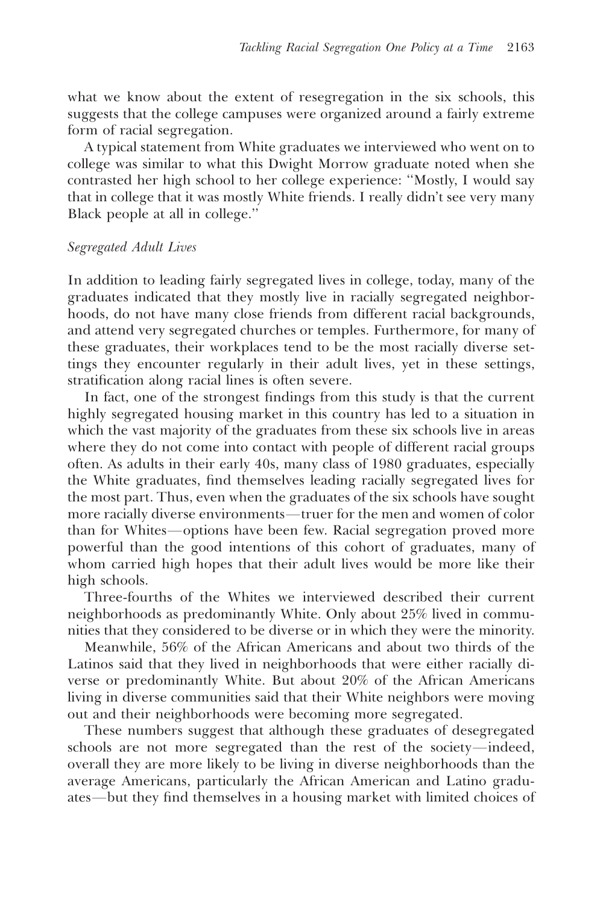what we know about the extent of resegregation in the six schools, this suggests that the college campuses were organized around a fairly extreme form of racial segregation.

A typical statement from White graduates we interviewed who went on to college was similar to what this Dwight Morrow graduate noted when she contrasted her high school to her college experience: ''Mostly, I would say that in college that it was mostly White friends. I really didn't see very many Black people at all in college.''

### *Segregated Adult Lives*

In addition to leading fairly segregated lives in college, today, many of the graduates indicated that they mostly live in racially segregated neighborhoods, do not have many close friends from different racial backgrounds, and attend very segregated churches or temples. Furthermore, for many of these graduates, their workplaces tend to be the most racially diverse settings they encounter regularly in their adult lives, yet in these settings, stratification along racial lines is often severe.

In fact, one of the strongest findings from this study is that the current highly segregated housing market in this country has led to a situation in which the vast majority of the graduates from these six schools live in areas where they do not come into contact with people of different racial groups often. As adults in their early 40s, many class of 1980 graduates, especially the White graduates, find themselves leading racially segregated lives for the most part. Thus, even when the graduates of the six schools have sought more racially diverse environments—truer for the men and women of color than for Whites—options have been few. Racial segregation proved more powerful than the good intentions of this cohort of graduates, many of whom carried high hopes that their adult lives would be more like their high schools.

Three-fourths of the Whites we interviewed described their current neighborhoods as predominantly White. Only about 25% lived in communities that they considered to be diverse or in which they were the minority.

Meanwhile, 56% of the African Americans and about two thirds of the Latinos said that they lived in neighborhoods that were either racially diverse or predominantly White. But about 20% of the African Americans living in diverse communities said that their White neighbors were moving out and their neighborhoods were becoming more segregated.

These numbers suggest that although these graduates of desegregated schools are not more segregated than the rest of the society—indeed, overall they are more likely to be living in diverse neighborhoods than the average Americans, particularly the African American and Latino graduates—but they find themselves in a housing market with limited choices of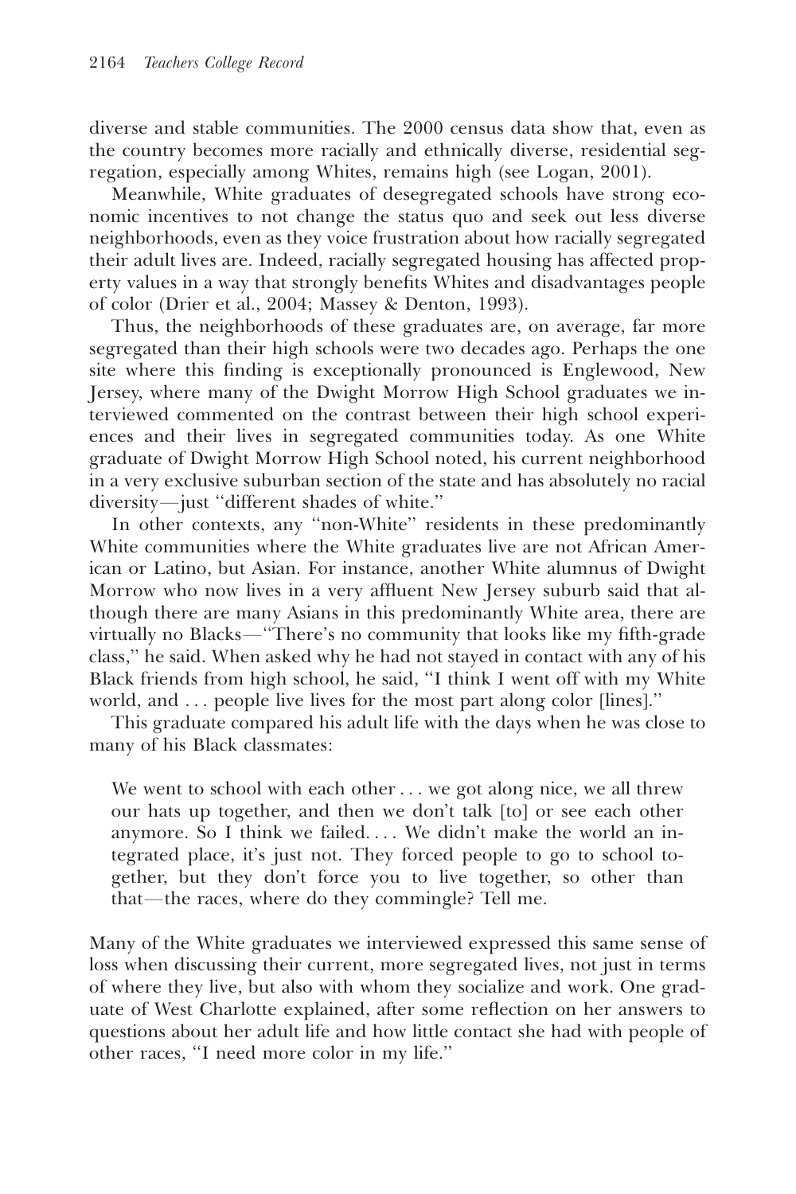diverse and stable communities. The 2000 census data show that, even as the country becomes more racially and ethnically diverse, residential segregation, especially among Whites, remains high (see Logan, 2001).

Meanwhile, White graduates of desegregated schools have strong economic incentives to not change the status quo and seek out less diverse neighborhoods, even as they voice frustration about how racially segregated their adult lives are. Indeed, racially segregated housing has affected property values in a way that strongly benefits Whites and disadvantages people of color (Drier et al., 2004; Massey & Denton, 1993).

Thus, the neighborhoods of these graduates are, on average, far more segregated than their high schools were two decades ago. Perhaps the one site where this finding is exceptionally pronounced is Englewood, New Jersey, where many of the Dwight Morrow High School graduates we interviewed commented on the contrast between their high school experiences and their lives in segregated communities today. As one White graduate of Dwight Morrow High School noted, his current neighborhood in a very exclusive suburban section of the state and has absolutely no racial diversity—just "different shades of white."

In other contexts, any "non-White" residents in these predominantly White communities where the White graduates live are not African American or Latino, but Asian. For instance, another White alumnus of Dwight Morrow who now lives in a very affluent New Jersey suburb said that although there are many Asians in this predominantly White area, there are virtually no Blacks—"There's no community that looks like my fifth-grade class," he said. When asked why he had not stayed in contact with any of his Black friends from high school, he said, "I think I went off with my White world, and . . . people live lives for the most part along color [lines]."

This graduate compared his adult life with the days when he was close to many of his Black classmates:

> We went to school with each other . . . we got along nice, we all threw our hats up together, and then we don't talk [to] or see each other anymore. So I think we failed. . . . We didn't make the world an integrated place, it's just not. They forced people to go to school together, but they don't force you to live together, so other than that—the races, where do they commingle? Tell me.

Many of the White graduates we interviewed expressed this same sense of loss when discussing their current, more segregated lives, not just in terms of where they live, but also with whom they socialize and work. One graduate of West Charlotte explained, after some reflection on her answers to questions about her adult life and how little contact she had with people of other races, "I need more color in my life."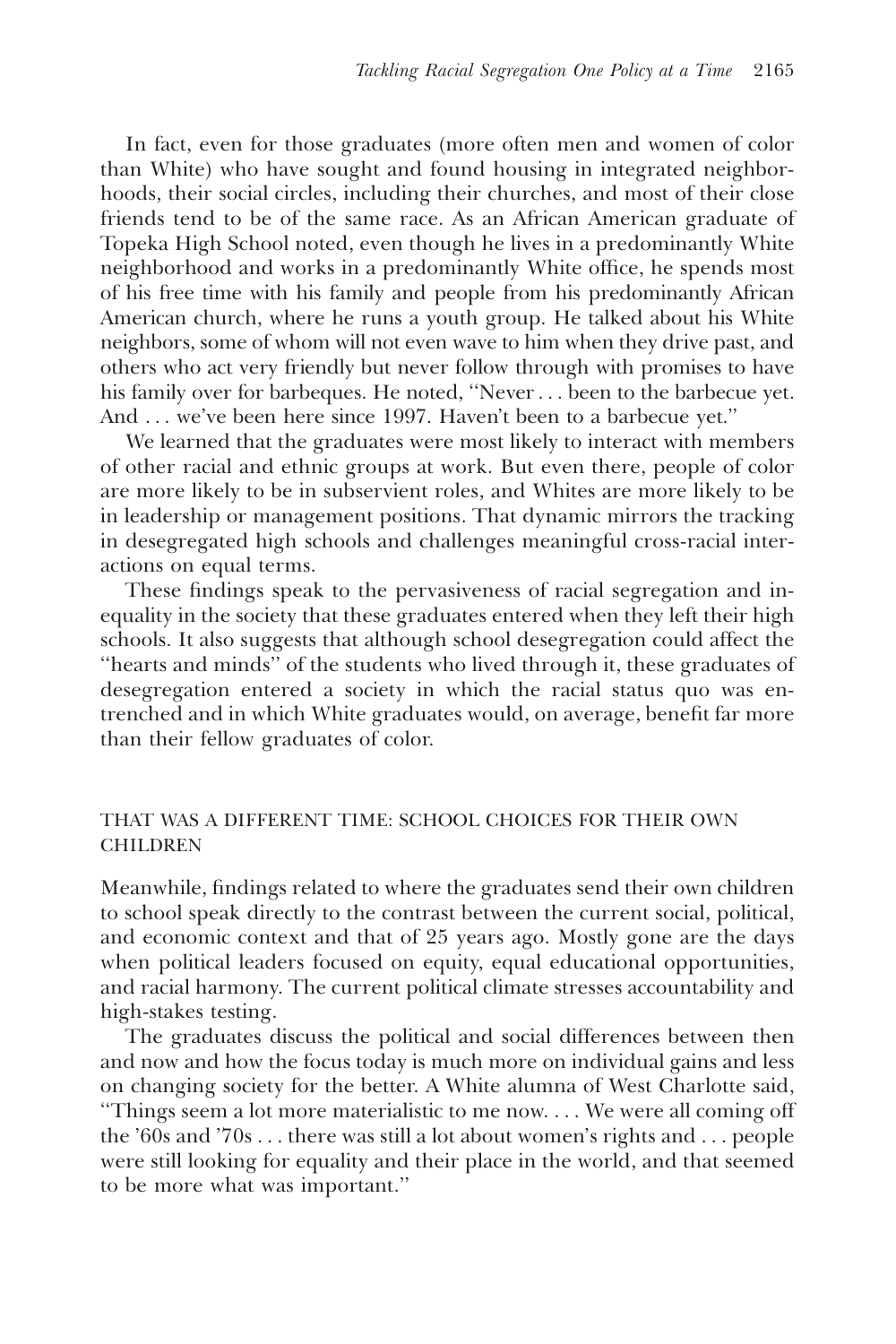In fact, even for those graduates (more often men and women of color than White) who have sought and found housing in integrated neighborhoods, their social circles, including their churches, and most of their close friends tend to be of the same race. As an African American graduate of Topeka High School noted, even though he lives in a predominantly White neighborhood and works in a predominantly White office, he spends most of his free time with his family and people from his predominantly African American church, where he runs a youth group. He talked about his White neighbors, some of whom will not even wave to him when they drive past, and others who act very friendly but never follow through with promises to have his family over for barbeques. He noted, "Never . . . been to the barbecue yet. And . . . we've been here since 1997. Haven't been to a barbecue yet."

We learned that the graduates were most likely to interact with members of other racial and ethnic groups at work. But even there, people of color are more likely to be in subservient roles, and Whites are more likely to be in leadership or management positions. That dynamic mirrors the tracking in desegregated high schools and challenges meaningful cross-racial interactions on equal terms.

These findings speak to the pervasiveness of racial segregation and inequality in the society that these graduates entered when they left their high schools. It also suggests that although school desegregation could affect the "hearts and minds" of the students who lived through it, these graduates of desegregation entered a society in which the racial status quo was entrenched and in which White graduates would, on average, benefit far more than their fellow graduates of color.

## THAT WAS A DIFFERENT TIME: SCHOOL CHOICES FOR THEIR OWN CHILDREN

Meanwhile, findings related to where the graduates send their own children to school speak directly to the contrast between the current social, political, and economic context and that of 25 years ago. Mostly gone are the days when political leaders focused on equity, equal educational opportunities, and racial harmony. The current political climate stresses accountability and high-stakes testing.

The graduates discuss the political and social differences between then and now and how the focus today is much more on individual gains and less on changing society for the better. A White alumna of West Charlotte said, "Things seem a lot more materialistic to me now. . . . We were all coming off the '60s and '70s . . . there was still a lot about women's rights and . . . people were still looking for equality and their place in the world, and that seemed to be more what was important."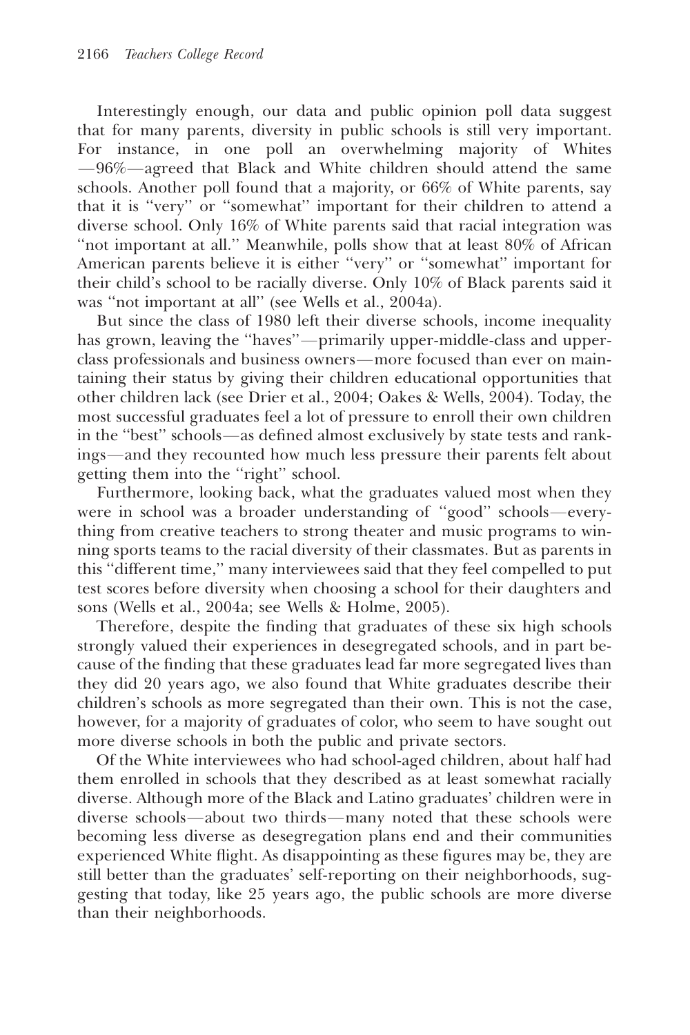Interestingly enough, our data and public opinion poll data suggest that for many parents, diversity in public schools is still very important. For instance, in one poll an overwhelming majority of Whites —96%—agreed that Black and White children should attend the same schools. Another poll found that a majority, or 66% of White parents, say that it is ''very'' or ''somewhat'' important for their children to attend a diverse school. Only 16% of White parents said that racial integration was ''not important at all.'' Meanwhile, polls show that at least 80% of African American parents believe it is either ''very'' or ''somewhat'' important for their child's school to be racially diverse. Only 10% of Black parents said it was ''not important at all'' (see Wells et al., 2004a).

But since the class of 1980 left their diverse schools, income inequality has grown, leaving the ''haves''—primarily upper-middle-class and upper-class professionals and business owners—more focused than ever on maintaining their status by giving their children educational opportunities that other children lack (see Drier et al., 2004; Oakes & Wells, 2004). Today, the most successful graduates feel a lot of pressure to enroll their own children in the ''best'' schools—as defined almost exclusively by state tests and rankings—and they recounted how much less pressure their parents felt about getting them into the ''right'' school.

Furthermore, looking back, what the graduates valued most when they were in school was a broader understanding of ''good'' schools—everything from creative teachers to strong theater and music programs to winning sports teams to the racial diversity of their classmates. But as parents in this ''different time,'' many interviewees said that they feel compelled to put test scores before diversity when choosing a school for their daughters and sons (Wells et al., 2004a; see Wells & Holme, 2005).

Therefore, despite the finding that graduates of these six high schools strongly valued their experiences in desegregated schools, and in part because of the finding that these graduates lead far more segregated lives than they did 20 years ago, we also found that White graduates describe their children's schools as more segregated than their own. This is not the case, however, for a majority of graduates of color, who seem to have sought out more diverse schools in both the public and private sectors.

Of the White interviewees who had school-aged children, about half had them enrolled in schools that they described as at least somewhat racially diverse. Although more of the Black and Latino graduates' children were in diverse schools—about two thirds—many noted that these schools were becoming less diverse as desegregation plans end and their communities experienced White flight. As disappointing as these figures may be, they are still better than the graduates' self-reporting on their neighborhoods, suggesting that today, like 25 years ago, the public schools are more diverse than their neighborhoods.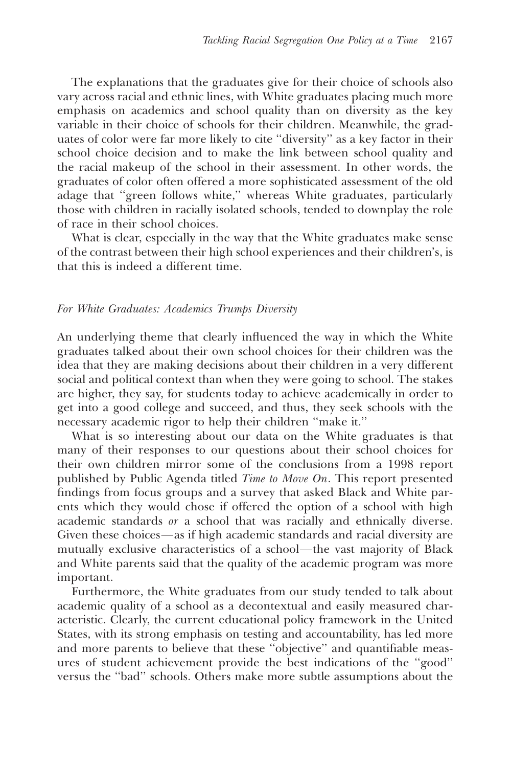The explanations that the graduates give for their choice of schools also vary across racial and ethnic lines, with White graduates placing much more emphasis on academics and school quality than on diversity as the key variable in their choice of schools for their children. Meanwhile, the graduates of color were far more likely to cite ''diversity'' as a key factor in their school choice decision and to make the link between school quality and the racial makeup of the school in their assessment. In other words, the graduates of color often offered a more sophisticated assessment of the old adage that ''green follows white,'' whereas White graduates, particularly those with children in racially isolated schools, tended to downplay the role of race in their school choices.

What is clear, especially in the way that the White graduates make sense of the contrast between their high school experiences and their children's, is that this is indeed a different time.

### *For White Graduates: Academics Trumps Diversity*

An underlying theme that clearly influenced the way in which the White graduates talked about their own school choices for their children was the idea that they are making decisions about their children in a very different social and political context than when they were going to school. The stakes are higher, they say, for students today to achieve academically in order to get into a good college and succeed, and thus, they seek schools with the necessary academic rigor to help their children ''make it.''

What is so interesting about our data on the White graduates is that many of their responses to our questions about their school choices for their own children mirror some of the conclusions from a 1998 report published by Public Agenda titled *Time to Move On*. This report presented findings from focus groups and a survey that asked Black and White parents which they would chose if offered the option of a school with high academic standards *or* a school that was racially and ethnically diverse. Given these choices—as if high academic standards and racial diversity are mutually exclusive characteristics of a school—the vast majority of Black and White parents said that the quality of the academic program was more important.

Furthermore, the White graduates from our study tended to talk about academic quality of a school as a decontextual and easily measured characteristic. Clearly, the current educational policy framework in the United States, with its strong emphasis on testing and accountability, has led more and more parents to believe that these ''objective'' and quantifiable measures of student achievement provide the best indications of the ''good'' versus the ''bad'' schools. Others make more subtle assumptions about the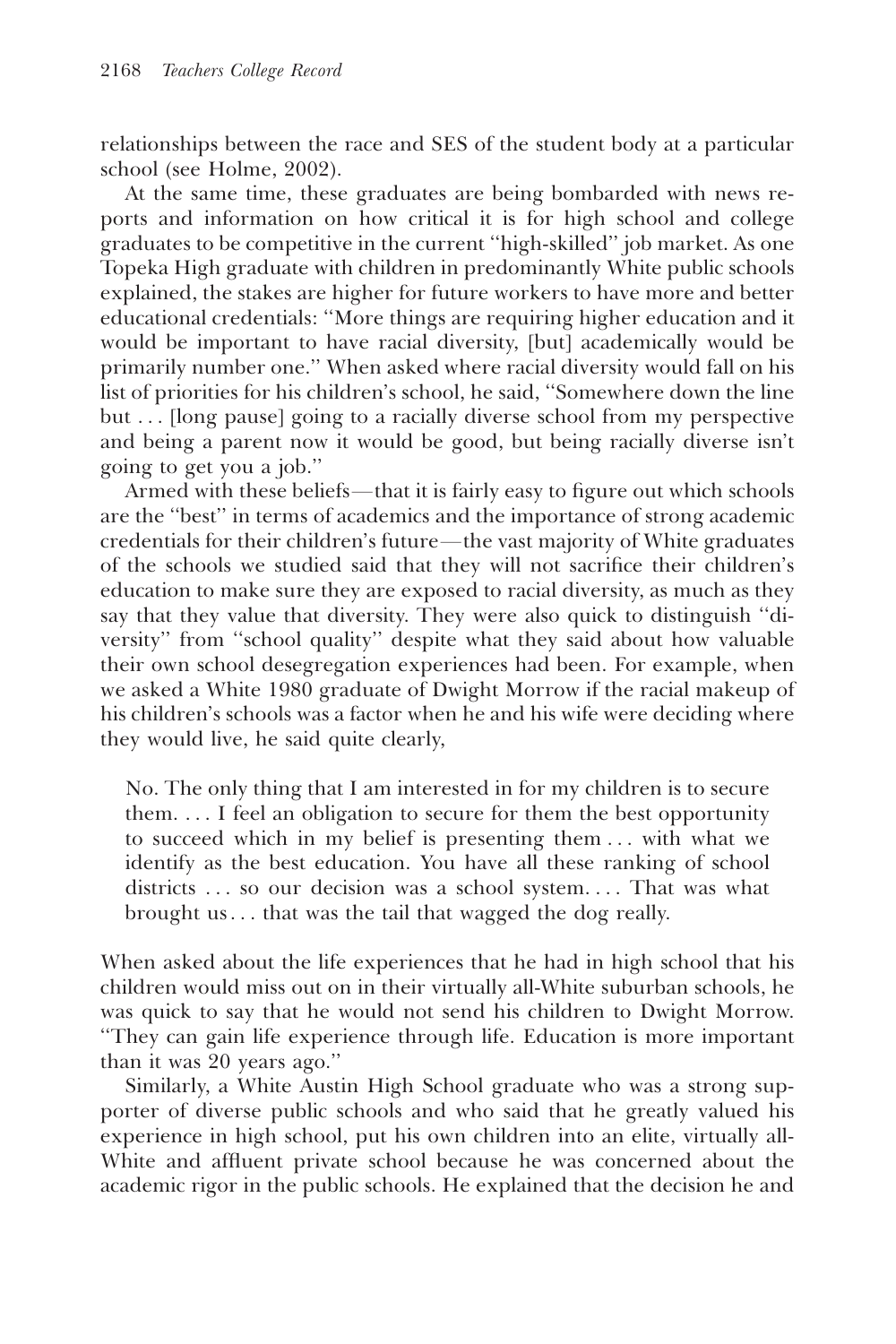relationships between the race and SES of the student body at a particular school (see Holme, 2002).

At the same time, these graduates are being bombarded with news reports and information on how critical it is for high school and college graduates to be competitive in the current ''high-skilled'' job market. As one Topeka High graduate with children in predominantly White public schools explained, the stakes are higher for future workers to have more and better educational credentials: ''More things are requiring higher education and it would be important to have racial diversity, [but] academically would be primarily number one.'' When asked where racial diversity would fall on his list of priorities for his children's school, he said, ''Somewhere down the line but . . . [long pause] going to a racially diverse school from my perspective and being a parent now it would be good, but being racially diverse isn't going to get you a job.''

Armed with these beliefs—that it is fairly easy to figure out which schools are the ''best'' in terms of academics and the importance of strong academic credentials for their children's future—the vast majority of White graduates of the schools we studied said that they will not sacrifice their children's education to make sure they are exposed to racial diversity, as much as they say that they value that diversity. They were also quick to distinguish ''diversity'' from ''school quality'' despite what they said about how valuable their own school desegregation experiences had been. For example, when we asked a White 1980 graduate of Dwight Morrow if the racial makeup of his children's schools was a factor when he and his wife were deciding where they would live, he said quite clearly,

> No. The only thing that I am interested in for my children is to secure them. . . . I feel an obligation to secure for them the best opportunity to succeed which in my belief is presenting them . . . with what we identify as the best education. You have all these ranking of school districts . . . so our decision was a school system. . . . That was what brought us . . . that was the tail that wagged the dog really.

When asked about the life experiences that he had in high school that his children would miss out on in their virtually all-White suburban schools, he was quick to say that he would not send his children to Dwight Morrow. ''They can gain life experience through life. Education is more important than it was 20 years ago.''

Similarly, a White Austin High School graduate who was a strong supporter of diverse public schools and who said that he greatly valued his experience in high school, put his own children into an elite, virtually all-White and affluent private school because he was concerned about the academic rigor in the public schools. He explained that the decision he and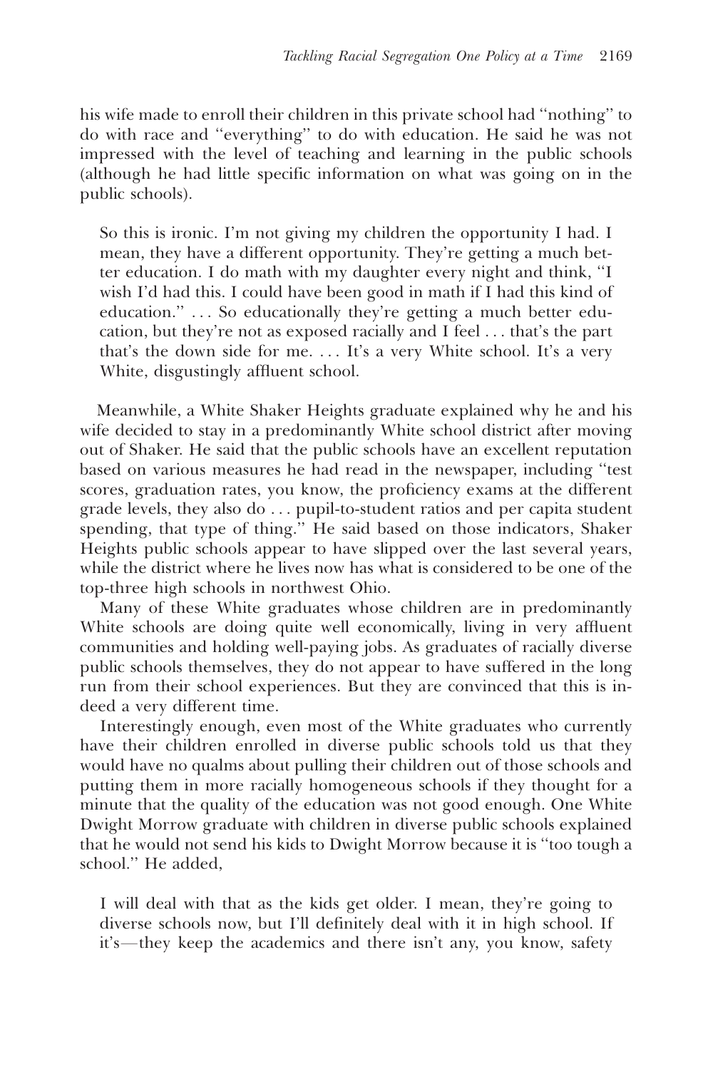his wife made to enroll their children in this private school had "nothing" to do with race and "everything" to do with education. He said he was not impressed with the level of teaching and learning in the public schools (although he had little specific information on what was going on in the public schools).

> So this is ironic. I'm not giving my children the opportunity I had. I mean, they have a different opportunity. They're getting a much better education. I do math with my daughter every night and think, "I wish I'd had this. I could have been good in math if I had this kind of education." . . . So educationally they're getting a much better education, but they're not as exposed racially and I feel . . . that's the part that's the down side for me. . . . It's a very White school. It's a very White, disgustingly affluent school.

Meanwhile, a White Shaker Heights graduate explained why he and his wife decided to stay in a predominantly White school district after moving out of Shaker. He said that the public schools have an excellent reputation based on various measures he had read in the newspaper, including "test scores, graduation rates, you know, the proficiency exams at the different grade levels, they also do . . . pupil-to-student ratios and per capita student spending, that type of thing." He said based on those indicators, Shaker Heights public schools appear to have slipped over the last several years, while the district where he lives now has what is considered to be one of the top-three high schools in northwest Ohio.

Many of these White graduates whose children are in predominantly White schools are doing quite well economically, living in very affluent communities and holding well-paying jobs. As graduates of racially diverse public schools themselves, they do not appear to have suffered in the long run from their school experiences. But they are convinced that this is indeed a very different time.

Interestingly enough, even most of the White graduates who currently have their children enrolled in diverse public schools told us that they would have no qualms about pulling their children out of those schools and putting them in more racially homogeneous schools if they thought for a minute that the quality of the education was not good enough. One White Dwight Morrow graduate with children in diverse public schools explained that he would not send his kids to Dwight Morrow because it is "too tough a school." He added,

> I will deal with that as the kids get older. I mean, they're going to diverse schools now, but I'll definitely deal with it in high school. If it's—they keep the academics and there isn't any, you know, safety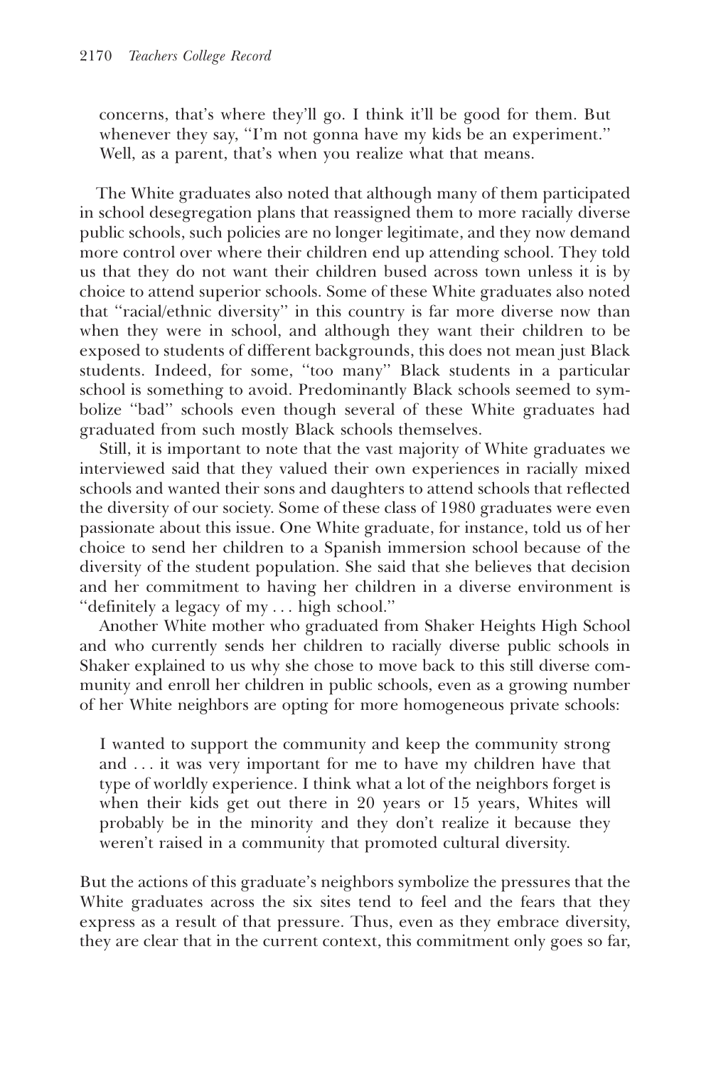> concerns, that's where they'll go. I think it'll be good for them. But whenever they say, "I'm not gonna have my kids be an experiment." Well, as a parent, that's when you realize what that means.

The White graduates also noted that although many of them participated in school desegregation plans that reassigned them to more racially diverse public schools, such policies are no longer legitimate, and they now demand more control over where their children end up attending school. They told us that they do not want their children bused across town unless it is by choice to attend superior schools. Some of these White graduates also noted that "racial/ethnic diversity" in this country is far more diverse now than when they were in school, and although they want their children to be exposed to students of different backgrounds, this does not mean just Black students. Indeed, for some, "too many" Black students in a particular school is something to avoid. Predominantly Black schools seemed to symbolize "bad" schools even though several of these White graduates had graduated from such mostly Black schools themselves.

Still, it is important to note that the vast majority of White graduates we interviewed said that they valued their own experiences in racially mixed schools and wanted their sons and daughters to attend schools that reflected the diversity of our society. Some of these class of 1980 graduates were even passionate about this issue. One White graduate, for instance, told us of her choice to send her children to a Spanish immersion school because of the diversity of the student population. She said that she believes that decision and her commitment to having her children in a diverse environment is "definitely a legacy of my . . . high school."

Another White mother who graduated from Shaker Heights High School and who currently sends her children to racially diverse public schools in Shaker explained to us why she chose to move back to this still diverse community and enroll her children in public schools, even as a growing number of her White neighbors are opting for more homogeneous private schools:

> I wanted to support the community and keep the community strong and . . . it was very important for me to have my children have that type of worldly experience. I think what a lot of the neighbors forget is when their kids get out there in 20 years or 15 years, Whites will probably be in the minority and they don't realize it because they weren't raised in a community that promoted cultural diversity.

But the actions of this graduate's neighbors symbolize the pressures that the White graduates across the six sites tend to feel and the fears that they express as a result of that pressure. Thus, even as they embrace diversity, they are clear that in the current context, this commitment only goes so far,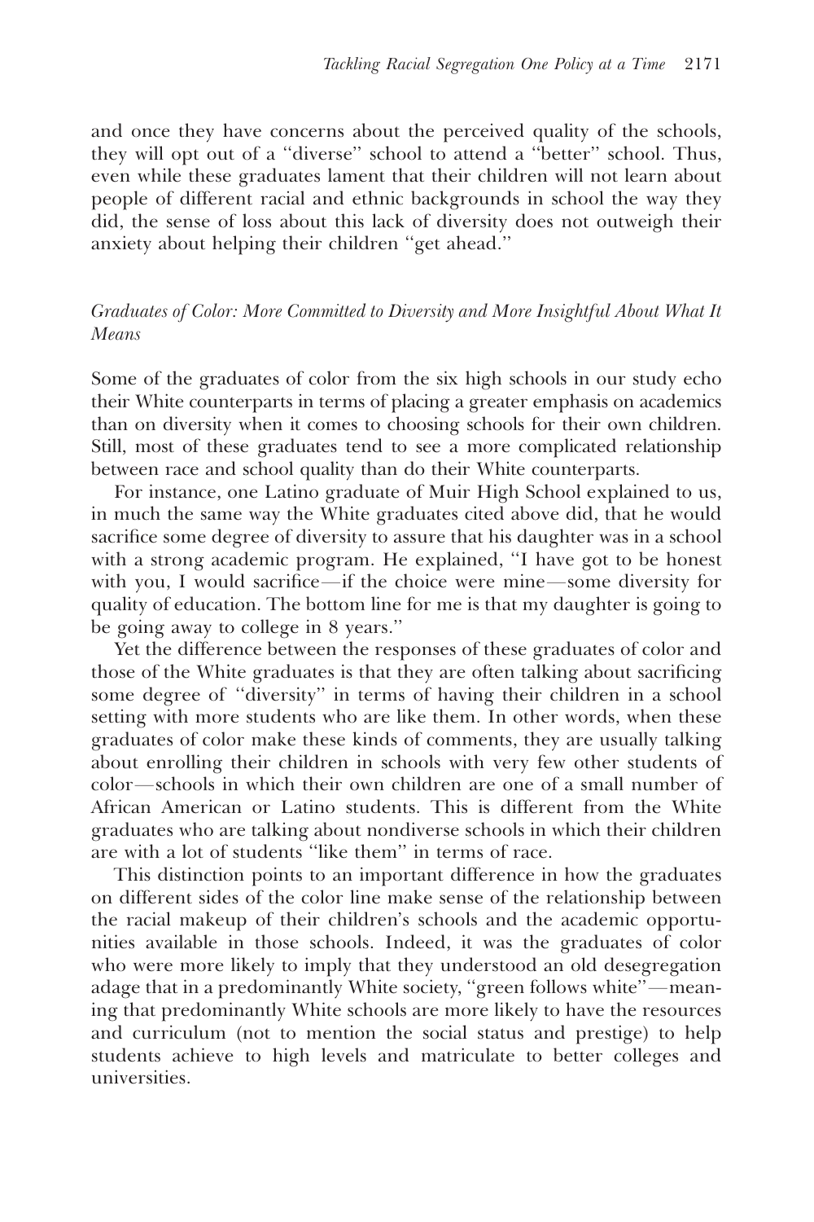and once they have concerns about the perceived quality of the schools, they will opt out of a "diverse" school to attend a "better" school. Thus, even while these graduates lament that their children will not learn about people of different racial and ethnic backgrounds in school the way they did, the sense of loss about this lack of diversity does not outweigh their anxiety about helping their children "get ahead."

### *Graduates of Color: More Committed to Diversity and More Insightful About What It Means*

Some of the graduates of color from the six high schools in our study echo their White counterparts in terms of placing a greater emphasis on academics than on diversity when it comes to choosing schools for their own children. Still, most of these graduates tend to see a more complicated relationship between race and school quality than do their White counterparts.

For instance, one Latino graduate of Muir High School explained to us, in much the same way the White graduates cited above did, that he would sacrifice some degree of diversity to assure that his daughter was in a school with a strong academic program. He explained, "I have got to be honest with you, I would sacrifice—if the choice were mine—some diversity for quality of education. The bottom line for me is that my daughter is going to be going away to college in 8 years."

Yet the difference between the responses of these graduates of color and those of the White graduates is that they are often talking about sacrificing some degree of "diversity" in terms of having their children in a school setting with more students who are like them. In other words, when these graduates of color make these kinds of comments, they are usually talking about enrolling their children in schools with very few other students of color—schools in which their own children are one of a small number of African American or Latino students. This is different from the White graduates who are talking about nondiverse schools in which their children are with a lot of students "like them" in terms of race.

This distinction points to an important difference in how the graduates on different sides of the color line make sense of the relationship between the racial makeup of their children's schools and the academic opportunities available in those schools. Indeed, it was the graduates of color who were more likely to imply that they understood an old desegregation adage that in a predominantly White society, "green follows white"—meaning that predominantly White schools are more likely to have the resources and curriculum (not to mention the social status and prestige) to help students achieve to high levels and matriculate to better colleges and universities.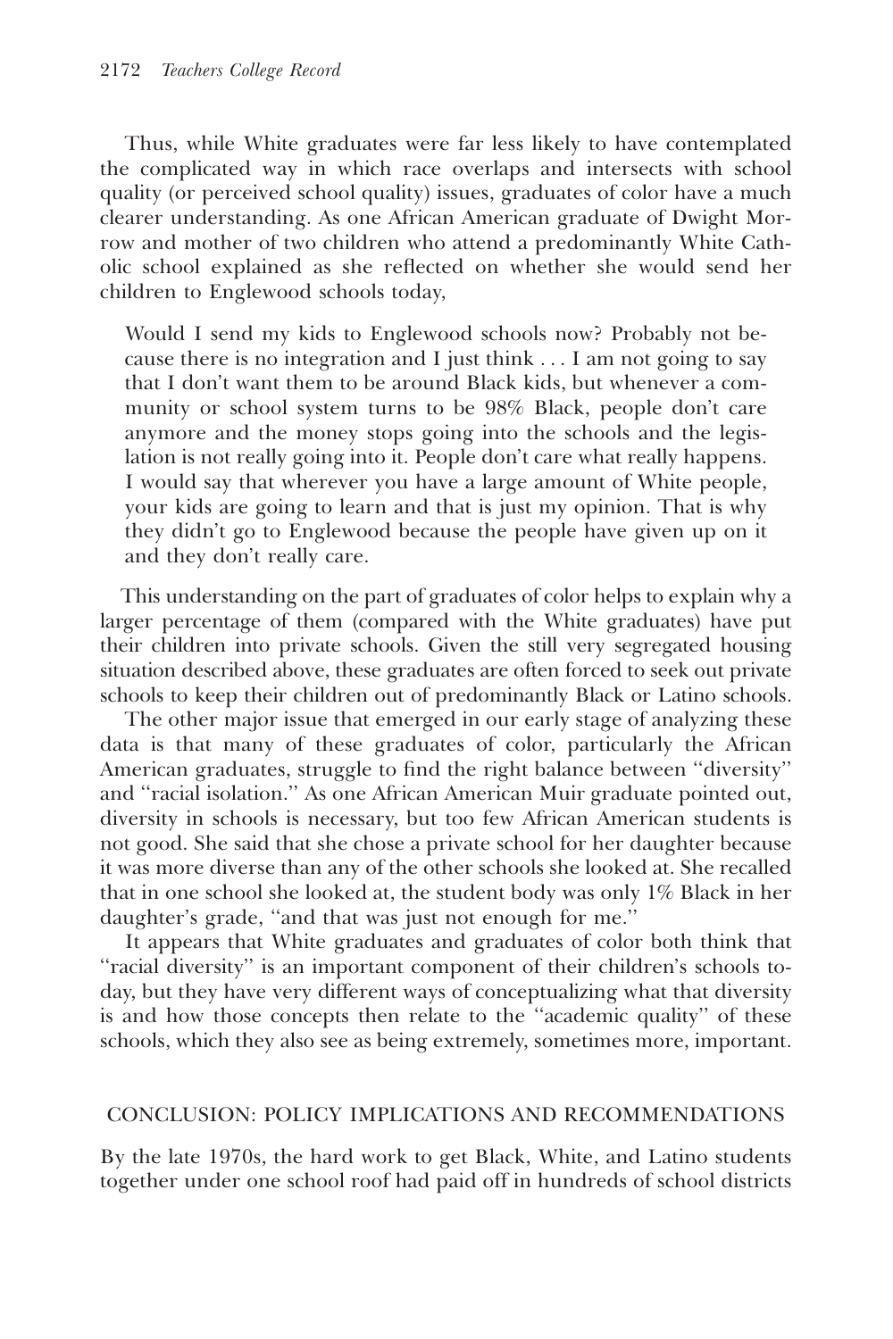Thus, while White graduates were far less likely to have contemplated the complicated way in which race overlaps and intersects with school quality (or perceived school quality) issues, graduates of color have a much clearer understanding. As one African American graduate of Dwight Morrow and mother of two children who attend a predominantly White Catholic school explained as she reflected on whether she would send her children to Englewood schools today,

> Would I send my kids to Englewood schools now? Probably not because there is no integration and I just think . . . I am not going to say that I don't want them to be around Black kids, but whenever a community or school system turns to be 98% Black, people don't care anymore and the money stops going into the schools and the legislation is not really going into it. People don't care what really happens. I would say that wherever you have a large amount of White people, your kids are going to learn and that is just my opinion. That is why they didn't go to Englewood because the people have given up on it and they don't really care.

This understanding on the part of graduates of color helps to explain why a larger percentage of them (compared with the White graduates) have put their children into private schools. Given the still very segregated housing situation described above, these graduates are often forced to seek out private schools to keep their children out of predominantly Black or Latino schools.

The other major issue that emerged in our early stage of analyzing these data is that many of these graduates of color, particularly the African American graduates, struggle to find the right balance between "diversity" and "racial isolation." As one African American Muir graduate pointed out, diversity in schools is necessary, but too few African American students is not good. She said that she chose a private school for her daughter because it was more diverse than any of the other schools she looked at. She recalled that in one school she looked at, the student body was only 1% Black in her daughter's grade, "and that was just not enough for me."

It appears that White graduates and graduates of color both think that "racial diversity" is an important component of their children's schools today, but they have very different ways of conceptualizing what that diversity is and how those concepts then relate to the "academic quality" of these schools, which they also see as being extremely, sometimes more, important.

## CONCLUSION: POLICY IMPLICATIONS AND RECOMMENDATIONS

By the late 1970s, the hard work to get Black, White, and Latino students together under one school roof had paid off in hundreds of school districts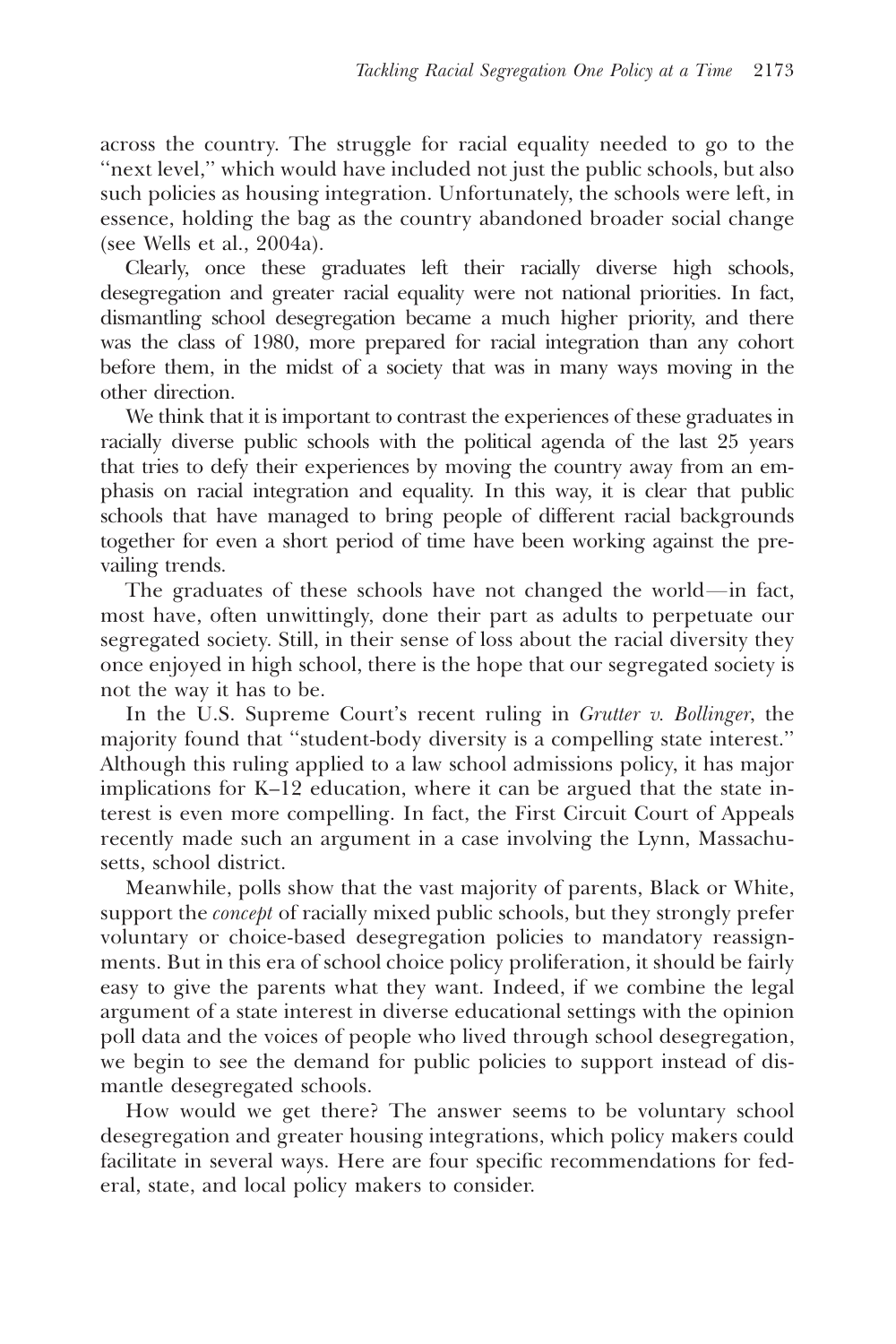across the country. The struggle for racial equality needed to go to the "next level," which would have included not just the public schools, but also such policies as housing integration. Unfortunately, the schools were left, in essence, holding the bag as the country abandoned broader social change (see Wells et al., 2004a).

Clearly, once these graduates left their racially diverse high schools, desegregation and greater racial equality were not national priorities. In fact, dismantling school desegregation became a much higher priority, and there was the class of 1980, more prepared for racial integration than any cohort before them, in the midst of a society that was in many ways moving in the other direction.

We think that it is important to contrast the experiences of these graduates in racially diverse public schools with the political agenda of the last 25 years that tries to defy their experiences by moving the country away from an emphasis on racial integration and equality. In this way, it is clear that public schools that have managed to bring people of different racial backgrounds together for even a short period of time have been working against the prevailing trends.

The graduates of these schools have not changed the world—in fact, most have, often unwittingly, done their part as adults to perpetuate our segregated society. Still, in their sense of loss about the racial diversity they once enjoyed in high school, there is the hope that our segregated society is not the way it has to be.

In the U.S. Supreme Court's recent ruling in *Grutter v. Bollinger*, the majority found that "student-body diversity is a compelling state interest." Although this ruling applied to a law school admissions policy, it has major implications for K–12 education, where it can be argued that the state interest is even more compelling. In fact, the First Circuit Court of Appeals recently made such an argument in a case involving the Lynn, Massachusetts, school district.

Meanwhile, polls show that the vast majority of parents, Black or White, support the *concept* of racially mixed public schools, but they strongly prefer voluntary or choice-based desegregation policies to mandatory reassignments. But in this era of school choice policy proliferation, it should be fairly easy to give the parents what they want. Indeed, if we combine the legal argument of a state interest in diverse educational settings with the opinion poll data and the voices of people who lived through school desegregation, we begin to see the demand for public policies to support instead of dismantle desegregated schools.

How would we get there? The answer seems to be voluntary school desegregation and greater housing integrations, which policy makers could facilitate in several ways. Here are four specific recommendations for federal, state, and local policy makers to consider.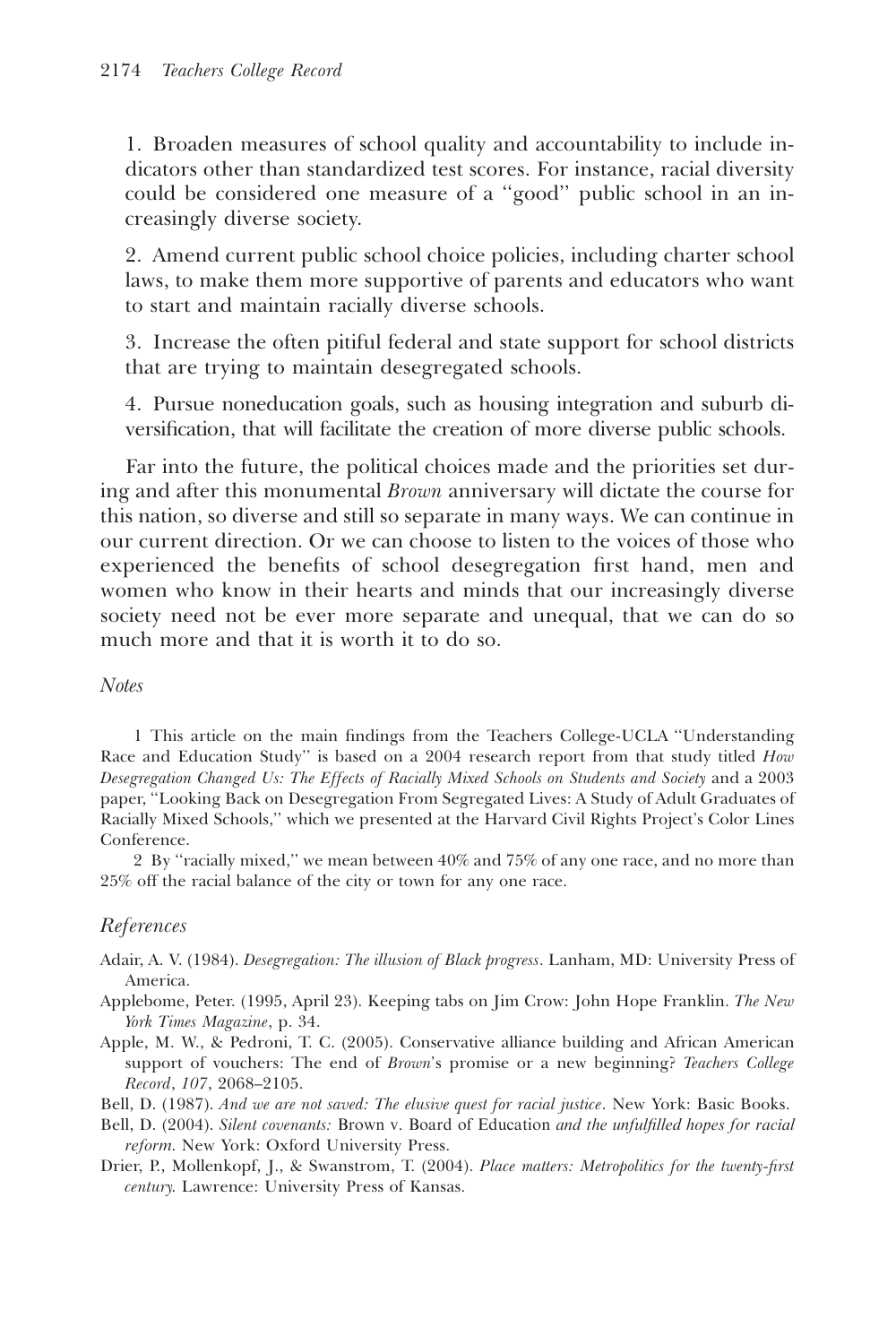1. Broaden measures of school quality and accountability to include indicators other than standardized test scores. For instance, racial diversity could be considered one measure of a ''good'' public school in an increasingly diverse society.

2. Amend current public school choice policies, including charter school laws, to make them more supportive of parents and educators who want to start and maintain racially diverse schools.

3. Increase the often pitiful federal and state support for school districts that are trying to maintain desegregated schools.

4. Pursue noneducation goals, such as housing integration and suburb diversification, that will facilitate the creation of more diverse public schools.

Far into the future, the political choices made and the priorities set during and after this monumental *Brown* anniversary will dictate the course for this nation, so diverse and still so separate in many ways. We can continue in our current direction. Or we can choose to listen to the voices of those who experienced the benefits of school desegregation first hand, men and women who know in their hearts and minds that our increasingly diverse society need not be ever more separate and unequal, that we can do so much more and that it is worth it to do so.

*Notes*

1 This article on the main findings from the Teachers College-UCLA ''Understanding Race and Education Study'' is based on a 2004 research report from that study titled *How Desegregation Changed Us: The Effects of Racially Mixed Schools on Students and Society* and a 2003 paper, ''Looking Back on Desegregation From Segregated Lives: A Study of Adult Graduates of Racially Mixed Schools,'' which we presented at the Harvard Civil Rights Project's Color Lines Conference.

2 By ''racially mixed,'' we mean between 40% and 75% of any one race, and no more than 25% off the racial balance of the city or town for any one race.

## *References*

Adair, A. V. (1984). *Desegregation: The illusion of Black progress*. Lanham, MD: University Press of America.

Applebome, Peter. (1995, April 23). Keeping tabs on Jim Crow: John Hope Franklin. *The New York Times Magazine*, p. 34.

Apple, M. W., & Pedroni, T. C. (2005). Conservative alliance building and African American support of vouchers: The end of *Brown*'s promise or a new beginning? *Teachers College Record*, *107*, 2068–2105.

Bell, D. (1987). *And we are not saved: The elusive quest for racial justice*. New York: Basic Books.

Bell, D. (2004). *Silent covenants:* Brown v. Board of Education *and the unfulfilled hopes for racial reform.* New York: Oxford University Press.

Drier, P., Mollenkopf, J., & Swanstrom, T. (2004). *Place matters: Metropolitics for the twenty-first century.* Lawrence: University Press of Kansas.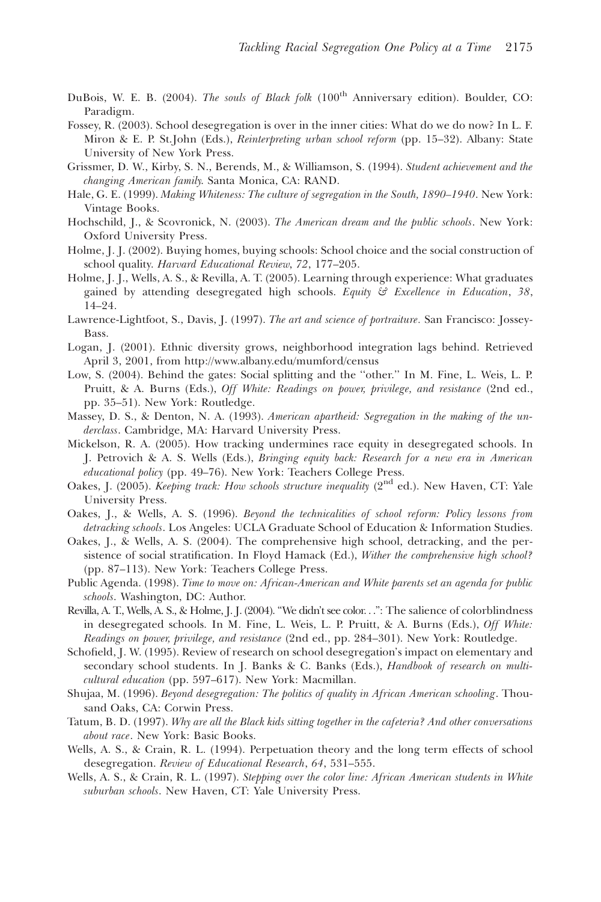DuBois, W. E. B. (2004). *The souls of Black folk* (100th Anniversary edition). Boulder, CO: Paradigm.

Fossey, R. (2003). School desegregation is over in the inner cities: What do we do now? In L. F. Miron & E. P. St.John (Eds.), *Reinterpreting urban school reform* (pp. 15–32). Albany: State University of New York Press.

Grissmer, D. W., Kirby, S. N., Berends, M., & Williamson, S. (1994). *Student achievement and the changing American family*. Santa Monica, CA: RAND.

Hale, G. E. (1999). *Making Whiteness: The culture of segregation in the South, 1890–1940*. New York: Vintage Books.

Hochschild, J., & Scovronick, N. (2003). *The American dream and the public schools*. New York: Oxford University Press.

Holme, J. J. (2002). Buying homes, buying schools: School choice and the social construction of school quality. *Harvard Educational Review*, *72*, 177–205.

Holme, J. J., Wells, A. S., & Revilla, A. T. (2005). Learning through experience: What graduates gained by attending desegregated high schools. *Equity & Excellence in Education*, *38*, 14–24.

Lawrence-Lightfoot, S., Davis, J. (1997). *The art and science of portraiture*. San Francisco: Jossey-Bass.

Logan, J. (2001). Ethnic diversity grows, neighborhood integration lags behind. Retrieved April 3, 2001, from http://www.albany.edu/mumford/census

Low, S. (2004). Behind the gates: Social splitting and the "other." In M. Fine, L. Weis, L. P. Pruitt, & A. Burns (Eds.), *Off White: Readings on power, privilege, and resistance* (2nd ed., pp. 35–51). New York: Routledge.

Massey, D. S., & Denton, N. A. (1993). *American apartheid: Segregation in the making of the underclass*. Cambridge, MA: Harvard University Press.

Mickelson, R. A. (2005). How tracking undermines race equity in desegregated schools. In J. Petrovich & A. S. Wells (Eds.), *Bringing equity back: Research for a new era in American educational policy* (pp. 49–76). New York: Teachers College Press.

Oakes, J. (2005). *Keeping track: How schools structure inequality* (2nd ed.). New Haven, CT: Yale University Press.

Oakes, J., & Wells, A. S. (1996). *Beyond the technicalities of school reform: Policy lessons from detracking schools*. Los Angeles: UCLA Graduate School of Education & Information Studies.

Oakes, J., & Wells, A. S. (2004). The comprehensive high school, detracking, and the persistence of social stratification. In Floyd Hamack (Ed.), *Wither the comprehensive high school?* (pp. 87–113). New York: Teachers College Press.

Public Agenda. (1998). *Time to move on: African-American and White parents set an agenda for public schools*. Washington, DC: Author.

Revilla, A. T., Wells, A. S., & Holme, J. J. (2004). "We didn't see color. . .": The salience of colorblindness in desegregated schools. In M. Fine, L. Weis, L. P. Pruitt, & A. Burns (Eds.), *Off White: Readings on power, privilege, and resistance* (2nd ed., pp. 284–301). New York: Routledge.

Schofield, J. W. (1995). Review of research on school desegregation's impact on elementary and secondary school students. In J. Banks & C. Banks (Eds.), *Handbook of research on multicultural education* (pp. 597–617). New York: Macmillan.

Shujaa, M. (1996). *Beyond desegregation: The politics of quality in African American schooling*. Thousand Oaks, CA: Corwin Press.

Tatum, B. D. (1997). *Why are all the Black kids sitting together in the cafeteria? And other conversations about race*. New York: Basic Books.

Wells, A. S., & Crain, R. L. (1994). Perpetuation theory and the long term effects of school desegregation. *Review of Educational Research*, *64*, 531–555.

Wells, A. S., & Crain, R. L. (1997). *Stepping over the color line: African American students in White suburban schools*. New Haven, CT: Yale University Press.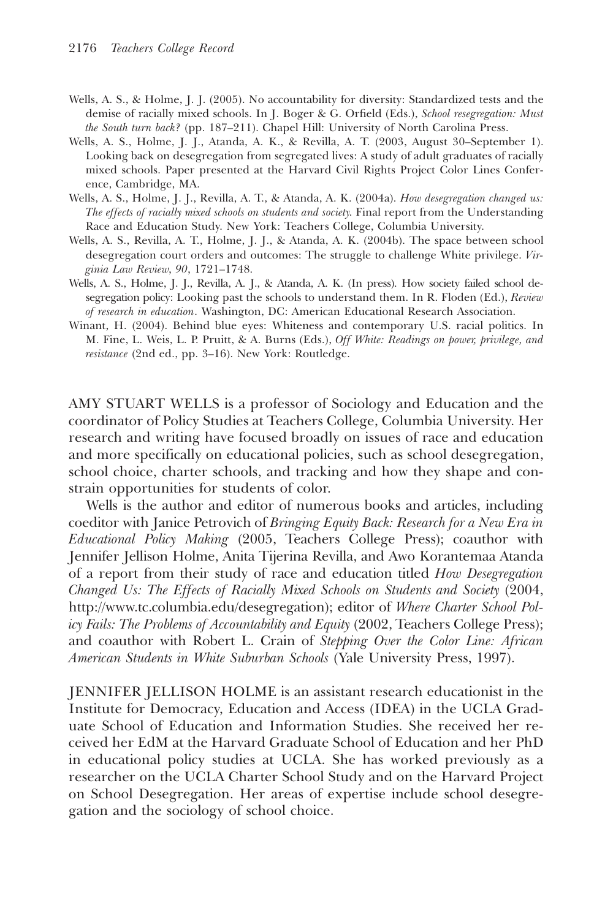Wells, A. S., & Holme, J. J. (2005). No accountability for diversity: Standardized tests and the demise of racially mixed schools. In J. Boger & G. Orfield (Eds.), *School resegregation: Must the South turn back?* (pp. 187–211). Chapel Hill: University of North Carolina Press.

Wells, A. S., Holme, J. J., Atanda, A. K., & Revilla, A. T. (2003, August 30–September 1). Looking back on desegregation from segregated lives: A study of adult graduates of racially mixed schools. Paper presented at the Harvard Civil Rights Project Color Lines Conference, Cambridge, MA.

Wells, A. S., Holme, J. J., Revilla, A. T., & Atanda, A. K. (2004a). *How desegregation changed us: The effects of racially mixed schools on students and society*. Final report from the Understanding Race and Education Study. New York: Teachers College, Columbia University.

Wells, A. S., Revilla, A. T., Holme, J. J., & Atanda, A. K. (2004b). The space between school desegregation court orders and outcomes: The struggle to challenge White privilege. *Virginia Law Review*, *90*, 1721–1748.

Wells, A. S., Holme, J. J., Revilla, A. J., & Atanda, A. K. (In press). How society failed school desegregation policy: Looking past the schools to understand them. In R. Floden (Ed.), *Review of research in education*. Washington, DC: American Educational Research Association.

Winant, H. (2004). Behind blue eyes: Whiteness and contemporary U.S. racial politics. In M. Fine, L. Weis, L. P. Pruitt, & A. Burns (Eds.), *Off White: Readings on power, privilege, and resistance* (2nd ed., pp. 3–16). New York: Routledge.

AMY STUART WELLS is a professor of Sociology and Education and the coordinator of Policy Studies at Teachers College, Columbia University. Her research and writing have focused broadly on issues of race and education and more specifically on educational policies, such as school desegregation, school choice, charter schools, and tracking and how they shape and constrain opportunities for students of color.

Wells is the author and editor of numerous books and articles, including coeditor with Janice Petrovich of *Bringing Equity Back: Research for a New Era in Educational Policy Making* (2005, Teachers College Press); coauthor with Jennifer Jellison Holme, Anita Tijerina Revilla, and Awo Korantemaa Atanda of a report from their study of race and education titled *How Desegregation Changed Us: The Effects of Racially Mixed Schools on Students and Society* (2004, http://www.tc.columbia.edu/desegregation); editor of *Where Charter School Policy Fails: The Problems of Accountability and Equity* (2002, Teachers College Press); and coauthor with Robert L. Crain of *Stepping Over the Color Line: African American Students in White Suburban Schools* (Yale University Press, 1997).

JENNIFER JELLISON HOLME is an assistant research educationist in the Institute for Democracy, Education and Access (IDEA) in the UCLA Graduate School of Education and Information Studies. She received her EdM at the Harvard Graduate School of Education and her PhD in educational policy studies at UCLA. She has worked previously as a researcher on the UCLA Charter School Study and on the Harvard Project on School Desegregation. Her areas of expertise include school desegregation and the sociology of school choice.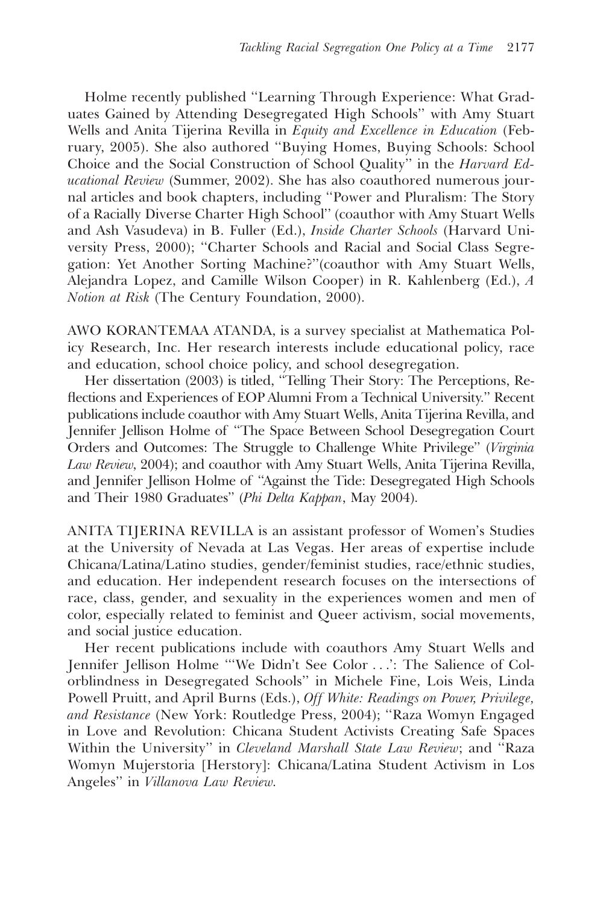Holme recently published ''Learning Through Experience: What Graduates Gained by Attending Desegregated High Schools'' with Amy Stuart Wells and Anita Tijerina Revilla in *Equity and Excellence in Education* (February, 2005). She also authored ''Buying Homes, Buying Schools: School Choice and the Social Construction of School Quality'' in the *Harvard Educational Review* (Summer, 2002). She has also coauthored numerous journal articles and book chapters, including ''Power and Pluralism: The Story of a Racially Diverse Charter High School'' (coauthor with Amy Stuart Wells and Ash Vasudeva) in B. Fuller (Ed.), *Inside Charter Schools* (Harvard University Press, 2000); ''Charter Schools and Racial and Social Class Segregation: Yet Another Sorting Machine?''(coauthor with Amy Stuart Wells, Alejandra Lopez, and Camille Wilson Cooper) in R. Kahlenberg (Ed.), *A Notion at Risk* (The Century Foundation, 2000).

AWO KORANTEMAA ATANDA, is a survey specialist at Mathematica Policy Research, Inc. Her research interests include educational policy, race and education, school choice policy, and school desegregation.

Her dissertation (2003) is titled, "Telling Their Story: The Perceptions, Reflections and Experiences of EOP Alumni From a Technical University." Recent publications include coauthor with Amy Stuart Wells, Anita Tijerina Revilla, and Jennifer Jellison Holme of "The Space Between School Desegregation Court Orders and Outcomes: The Struggle to Challenge White Privilege" (*Virginia Law Review*, 2004); and coauthor with Amy Stuart Wells, Anita Tijerina Revilla, and Jennifer Jellison Holme of "Against the Tide: Desegregated High Schools and Their 1980 Graduates" (*Phi Delta Kappan*, May 2004).

ANITA TIJERINA REVILLA is an assistant professor of Women's Studies at the University of Nevada at Las Vegas. Her areas of expertise include Chicana/Latina/Latino studies, gender/feminist studies, race/ethnic studies, and education. Her independent research focuses on the intersections of race, class, gender, and sexuality in the experiences women and men of color, especially related to feminist and Queer activism, social movements, and social justice education.

Her recent publications include with coauthors Amy Stuart Wells and Jennifer Jellison Holme '''We Didn't See Color . . .': The Salience of Colorblindness in Desegregated Schools'' in Michele Fine, Lois Weis, Linda Powell Pruitt, and April Burns (Eds.), *Off White: Readings on Power, Privilege, and Resistance* (New York: Routledge Press, 2004); ''Raza Womyn Engaged in Love and Revolution: Chicana Student Activists Creating Safe Spaces Within the University'' in *Cleveland Marshall State Law Review*; and ''Raza Womyn Mujerstoria [Herstory]: Chicana/Latina Student Activism in Los Angeles'' in *Villanova Law Review*.